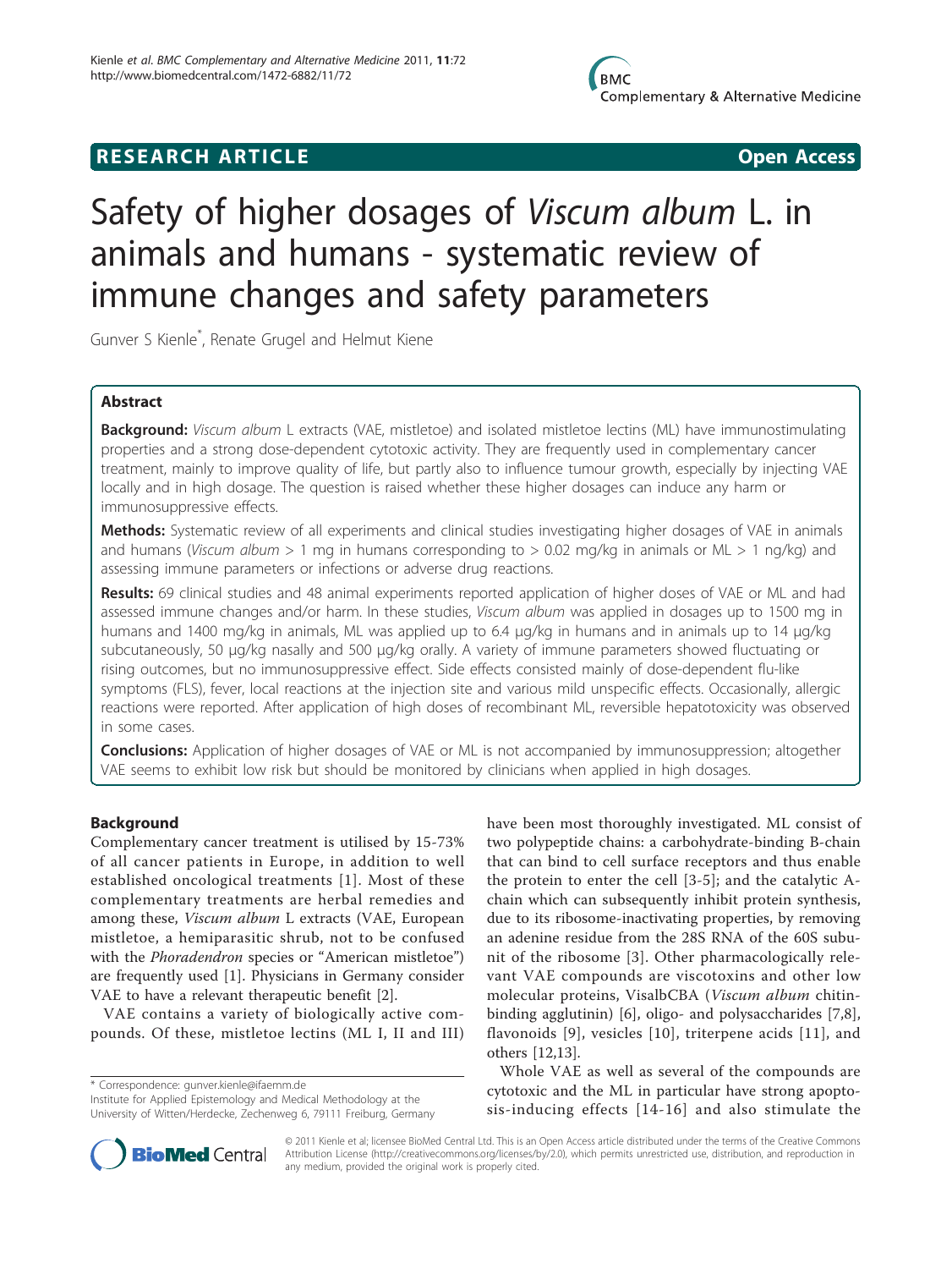**RESEARCH ARTICLE** **Open Access**

# Safety of higher dosages of *Viscum album* L. in animals and humans - systematic review of immune changes and safety parameters

Gunver S Kienle*, Renate Grugel and Helmut Kiene

## Abstract

**Background:** *Viscum album* L extracts (VAE, mistletoe) and isolated mistletoe lectins (ML) have immunostimulating properties and a strong dose-dependent cytotoxic activity. They are frequently used in complementary cancer treatment, mainly to improve quality of life, but partly also to influence tumour growth, especially by injecting VAE locally and in high dosage. The question is raised whether these higher dosages can induce any harm or immunosuppressive effects.

**Methods:** Systematic review of all experiments and clinical studies investigating higher dosages of VAE in animals and humans (*Viscum album* > 1 mg in humans corresponding to > 0.02 mg/kg in animals or ML > 1 ng/kg) and assessing immune parameters or infections or adverse drug reactions.

**Results:** 69 clinical studies and 48 animal experiments reported application of higher doses of VAE or ML and had assessed immune changes and/or harm. In these studies, *Viscum album* was applied in dosages up to 1500 mg in humans and 1400 mg/kg in animals, ML was applied up to 6.4 μg/kg in humans and in animals up to 14 μg/kg subcutaneously, 50 μg/kg nasally and 500 μg/kg orally. A variety of immune parameters showed fluctuating or rising outcomes, but no immunosuppressive effect. Side effects consisted mainly of dose-dependent flu-like symptoms (FLS), fever, local reactions at the injection site and various mild unspecific effects. Occasionally, allergic reactions were reported. After application of high doses of recombinant ML, reversible hepatotoxicity was observed in some cases.

**Conclusions:** Application of higher dosages of VAE or ML is not accompanied by immunosuppression; altogether VAE seems to exhibit low risk but should be monitored by clinicians when applied in high dosages.

## Background

Complementary cancer treatment is utilised by 15-73% of all cancer patients in Europe, in addition to well established oncological treatments [1]. Most of these complementary treatments are herbal remedies and among these, *Viscum album* L extracts (VAE, European mistletoe, a hemiparasitic shrub, not to be confused with the *Phoradendron* species or "American mistletoe") are frequently used [1]. Physicians in Germany consider VAE to have a relevant therapeutic benefit [2].

VAE contains a variety of biologically active compounds. Of these, mistletoe lectins (ML I, II and III) have been most thoroughly investigated. ML consist of two polypeptide chains: a carbohydrate-binding B-chain that can bind to cell surface receptors and thus enable the protein to enter the cell [3-5]; and the catalytic A-chain which can subsequently inhibit protein synthesis, due to its ribosome-inactivating properties, by removing an adenine residue from the 28S RNA of the 60S subunit of the ribosome [3]. Other pharmacologically relevant VAE compounds are viscotoxins and other low molecular proteins, VisalbCBA (*Viscum album* chitin-binding agglutinin) [6], oligo- and polysaccharides [7,8], flavonoids [9], vesicles [10], triterpene acids [11], and others [12,13].

Whole VAE as well as several of the compounds are cytotoxic and the ML in particular have strong apoptosis-inducing effects [14-16] and also stimulate the

\* Correspondence: gunver.kienle@ifaemm.de
Institute for Applied Epistemology and Medical Methodology at the University of Witten/Herdecke, Zechenweg 6, 79111 Freiburg, Germany

© 2011 Kienle et al; licensee BioMed Central Ltd. This is an Open Access article distributed under the terms of the Creative Commons Attribution License (http://creativecommons.org/licenses/by/2.0), which permits unrestricted use, distribution, and reproduction in any medium, provided the original work is properly cited.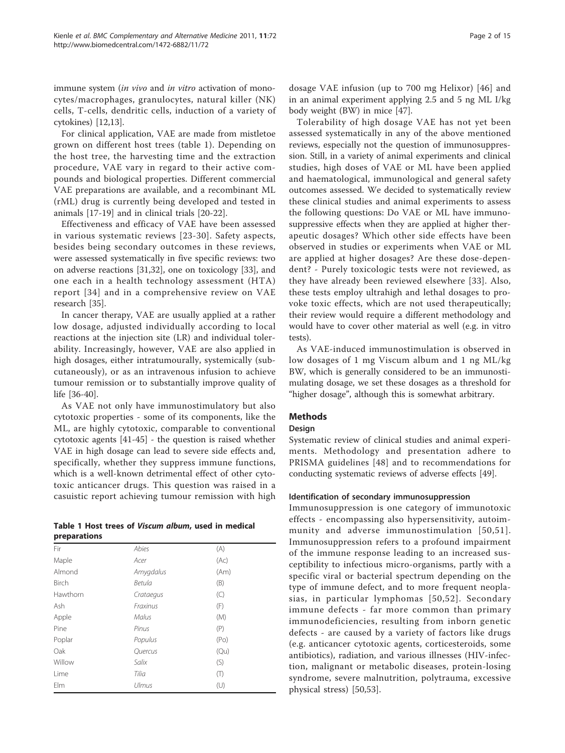immune system (*in vivo* and *in vitro* activation of monocytes/macrophages, granulocytes, natural killer (NK) cells, T-cells, dendritic cells, induction of a variety of cytokines) [12,13].

For clinical application, VAE are made from mistletoe grown on different host trees (table 1). Depending on the host tree, the harvesting time and the extraction procedure, VAE vary in regard to their active compounds and biological properties. Different commercial VAE preparations are available, and a recombinant ML (rML) drug is currently being developed and tested in animals [17-19] and in clinical trials [20-22].

Effectiveness and efficacy of VAE have been assessed in various systematic reviews [23-30]. Safety aspects, besides being secondary outcomes in these reviews, were assessed systematically in five specific reviews: two on adverse reactions [31,32], one on toxicology [33], and one each in a health technology assessment (HTA) report [34] and in a comprehensive review on VAE research [35].

In cancer therapy, VAE are usually applied at a rather low dosage, adjusted individually according to local reactions at the injection site (LR) and individual tolerability. Increasingly, however, VAE are also applied in high dosages, either intratumourally, systemically (subcutaneously), or as an intravenous infusion to achieve tumour remission or to substantially improve quality of life [36-40].

As VAE not only have immunostimulatory but also cytotoxic properties - some of its components, like the ML, are highly cytotoxic, comparable to conventional cytotoxic agents [41-45] - the question is raised whether VAE in high dosage can lead to severe side effects and, specifically, whether they suppress immune functions, which is a well-known detrimental effect of other cytotoxic anticancer drugs. This question was raised in a casuistic report achieving tumour remission with high dosage VAE infusion (up to 700 mg Helixor) [46] and in an animal experiment applying 2.5 and 5 ng ML I/kg body weight (BW) in mice [47].

**Table 1 Host trees of *Viscum album*, used in medical preparations**

| | | |
|---|---|---|
| Fir | *Abies* | (A) |
| Maple | *Acer* | (Ac) |
| Almond | *Amygdalus* | (Am) |
| Birch | *Betula* | (B) |
| Hawthorn | *Crataegus* | (C) |
| Ash | *Fraxinus* | (F) |
| Apple | *Malus* | (M) |
| Pine | *Pinus* | (P) |
| Poplar | *Populus* | (Po) |
| Oak | *Quercus* | (Qu) |
| Willow | *Salix* | (S) |
| Lime | *Tilia* | (T) |
| Elm | *Ulmus* | (U) |

Tolerability of high dosage VAE has not yet been assessed systematically in any of the above mentioned reviews, especially not the question of immunosuppression. Still, in a variety of animal experiments and clinical studies, high doses of VAE or ML have been applied and haematological, immunological and general safety outcomes assessed. We decided to systematically review these clinical studies and animal experiments to assess the following questions: Do VAE or ML have immunosuppressive effects when they are applied at higher therapeutic dosages? Which other side effects have been observed in studies or experiments when VAE or ML are applied at higher dosages? Are these dose-dependent? - Purely toxicologic tests were not reviewed, as they have already been reviewed elsewhere [33]. Also, these tests employ ultrahigh and lethal dosages to provoke toxic effects, which are not used therapeutically; their review would require a different methodology and would have to cover other material as well (e.g. in vitro tests).

As VAE-induced immunostimulation is observed in low dosages of 1 mg Viscum album and 1 ng ML/kg BW, which is generally considered to be an immunostimulating dosage, we set these dosages as a threshold for "higher dosage", although this is somewhat arbitrary.

## Methods

### Design

Systematic review of clinical studies and animal experiments. Methodology and presentation adhere to PRISMA guidelines [48] and to recommendations for conducting systematic reviews of adverse effects [49].

### Identification of secondary immunosuppression

Immunosuppression is one category of immunotoxic effects - encompassing also hypersensitivity, autoimmunity and adverse immunostimulation [50,51]. Immunosuppression refers to a profound impairment of the immune response leading to an increased susceptibility to infectious micro-organisms, partly with a specific viral or bacterial spectrum depending on the type of immune defect, and to more frequent neoplasias, in particular lymphomas [50,52]. Secondary immune defects - far more common than primary immunodeficiencies, resulting from inborn genetic defects - are caused by a variety of factors like drugs (e.g. anticancer cytotoxic agents, corticesteroids, some antibiotics), radiation, and various illnesses (HIV-infection, malignant or metabolic diseases, protein-losing syndrome, severe malnutrition, polytrauma, excessive physical stress) [50,53].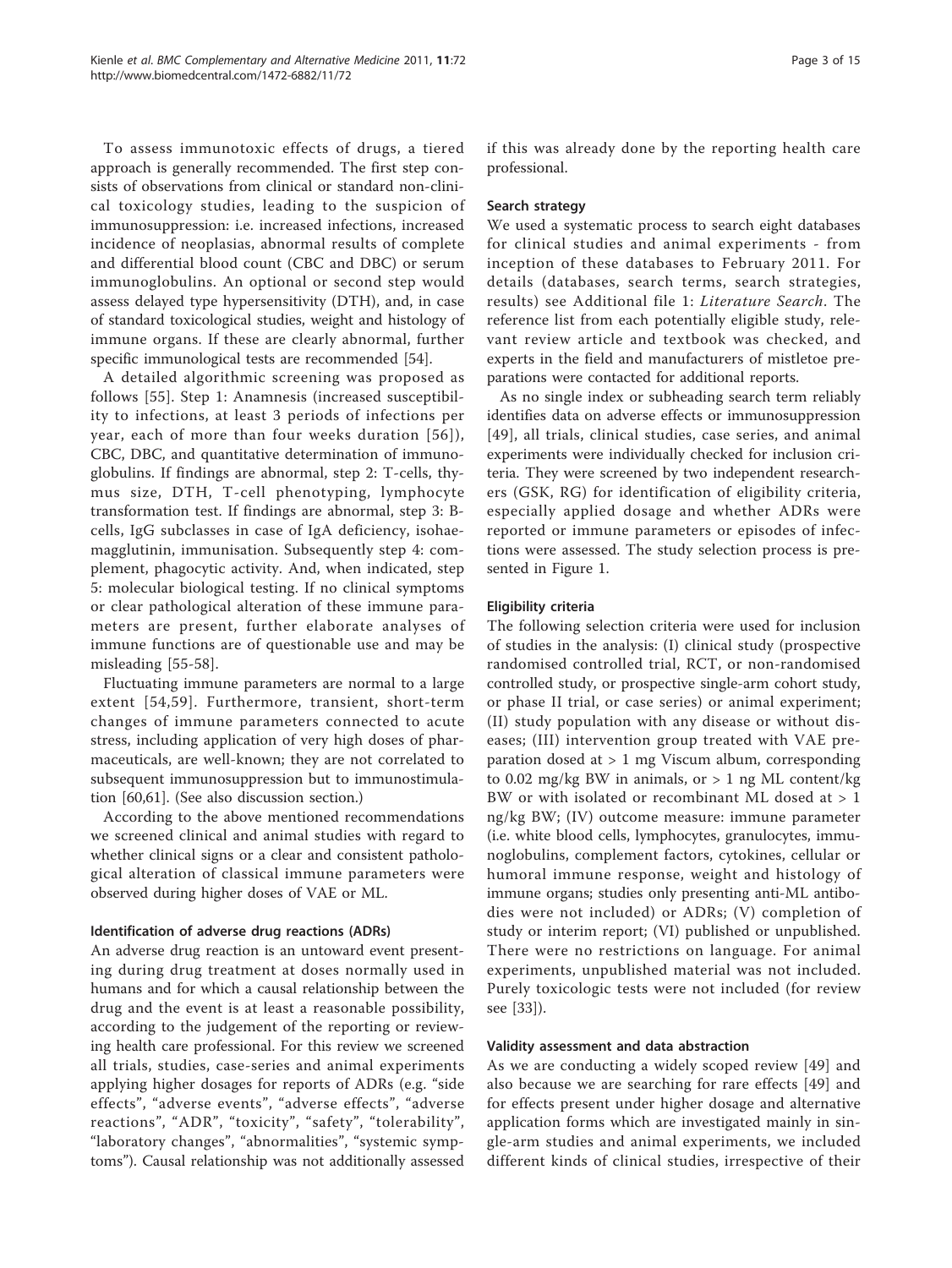To assess immunotoxic effects of drugs, a tiered approach is generally recommended. The first step consists of observations from clinical or standard non-clinical toxicology studies, leading to the suspicion of immunosuppression: i.e. increased infections, increased incidence of neoplasias, abnormal results of complete and differential blood count (CBC and DBC) or serum immunoglobulins. An optional or second step would assess delayed type hypersensitivity (DTH), and, in case of standard toxicological studies, weight and histology of immune organs. If these are clearly abnormal, further specific immunological tests are recommended [54].

A detailed algorithmic screening was proposed as follows [55]. Step 1: Anamnesis (increased susceptibility to infections, at least 3 periods of infections per year, each of more than four weeks duration [56]), CBC, DBC, and quantitative determination of immunoglobulins. If findings are abnormal, step 2: T-cells, thymus size, DTH, T-cell phenotyping, lymphocyte transformation test. If findings are abnormal, step 3: B-cells, IgG subclasses in case of IgA deficiency, isohaemagglutinin, immunisation. Subsequently step 4: complement, phagocytic activity. And, when indicated, step 5: molecular biological testing. If no clinical symptoms or clear pathological alteration of these immune parameters are present, further elaborate analyses of immune functions are of questionable use and may be misleading [55-58].

Fluctuating immune parameters are normal to a large extent [54,59]. Furthermore, transient, short-term changes of immune parameters connected to acute stress, including application of very high doses of pharmaceuticals, are well-known; they are not correlated to subsequent immunosuppression but to immunostimulation [60,61]. (See also discussion section.)

According to the above mentioned recommendations we screened clinical and animal studies with regard to whether clinical signs or a clear and consistent pathological alteration of classical immune parameters were observed during higher doses of VAE or ML.

### Identification of adverse drug reactions (ADRs)

An adverse drug reaction is an untoward event presenting during drug treatment at doses normally used in humans and for which a causal relationship between the drug and the event is at least a reasonable possibility, according to the judgement of the reporting or reviewing health care professional. For this review we screened all trials, studies, case-series and animal experiments applying higher dosages for reports of ADRs (e.g. "side effects", "adverse events", "adverse effects", "adverse reactions", "ADR", "toxicity", "safety", "tolerability", "laboratory changes", "abnormalities", "systemic symptoms"). Causal relationship was not additionally assessed if this was already done by the reporting health care professional.

### Search strategy

We used a systematic process to search eight databases for clinical studies and animal experiments - from inception of these databases to February 2011. For details (databases, search terms, search strategies, results) see Additional file 1: *Literature Search*. The reference list from each potentially eligible study, relevant review article and textbook was checked, and experts in the field and manufacturers of mistletoe preparations were contacted for additional reports.

As no single index or subheading search term reliably identifies data on adverse effects or immunosuppression [49], all trials, clinical studies, case series, and animal experiments were individually checked for inclusion criteria. They were screened by two independent researchers (GSK, RG) for identification of eligibility criteria, especially applied dosage and whether ADRs were reported or immune parameters or episodes of infections were assessed. The study selection process is presented in Figure 1.

### Eligibility criteria

The following selection criteria were used for inclusion of studies in the analysis: (I) clinical study (prospective randomised controlled trial, RCT, or non-randomised controlled study, or prospective single-arm cohort study, or phase II trial, or case series) or animal experiment; (II) study population with any disease or without diseases; (III) intervention group treated with VAE preparation dosed at > 1 mg Viscum album, corresponding to 0.02 mg/kg BW in animals, or > 1 ng ML content/kg BW or with isolated or recombinant ML dosed at > 1 ng/kg BW; (IV) outcome measure: immune parameter (i.e. white blood cells, lymphocytes, granulocytes, immunoglobulins, complement factors, cytokines, cellular or humoral immune response, weight and histology of immune organs; studies only presenting anti-ML antibodies were not included) or ADRs; (V) completion of study or interim report; (VI) published or unpublished. There were no restrictions on language. For animal experiments, unpublished material was not included. Purely toxicologic tests were not included (for review see [33]).

### Validity assessment and data abstraction

As we are conducting a widely scoped review [49] and also because we are searching for rare effects [49] and for effects present under higher dosage and alternative application forms which are investigated mainly in single-arm studies and animal experiments, we included different kinds of clinical studies, irrespective of their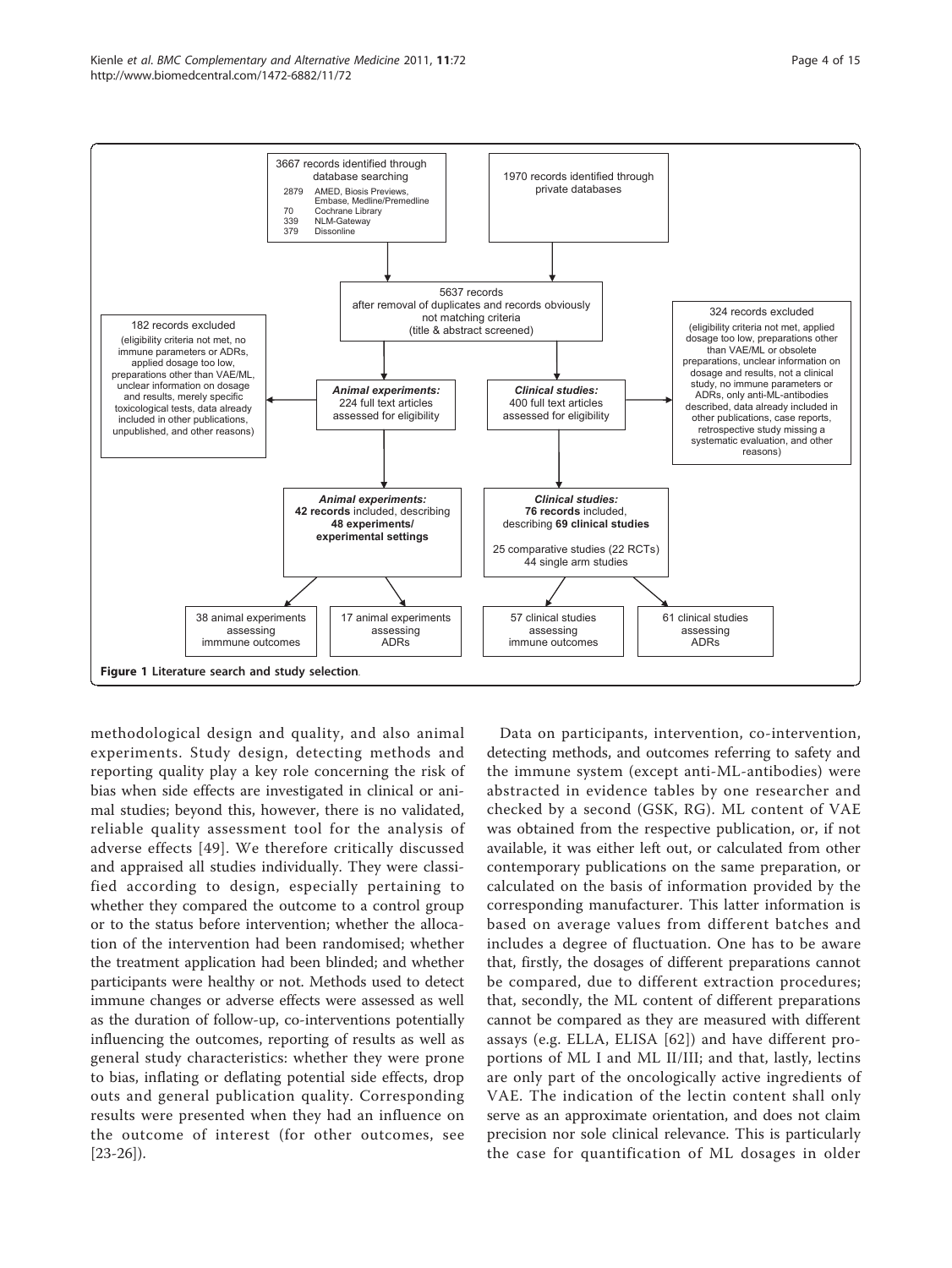3667 records identified through database searching
- 2879 AMED, Biosis Previews, Embase, Medline/Premedline
- 70 Cochrane Library
- 339 NLM-Gateway
- 379 Dissonline

1970 records identified through private databases

5637 records after removal of duplicates and records obviously not matching criteria (title & abstract screened)

182 records excluded (eligibility criteria not met, no immune parameters or ADRs, applied dosage too low, preparations other than VAE/ML, unclear information on dosage and results, merely specific toxicological tests, data already included in other publications, unpublished, and other reasons)

***Animal experiments:*** 224 full text articles assessed for eligibility

***Clinical studies:*** 400 full text articles assessed for eligibility

324 records excluded (eligibility criteria not met, applied dosage too low, preparations other than VAE/ML or obsolete preparations, unclear information on dosage and results, not a clinical study, no immune parameters or ADRs, only anti-ML-antibodies described, data already included in other publications, case reports, retrospective study missing a systematic evaluation, and other reasons)

***Animal experiments:*** **42 records** included, describing **48 experiments/ experimental settings**

***Clinical studies:*** **76 records** included, describing **69 clinical studies**

25 comparative studies (22 RCTs)
44 single arm studies

38 animal experiments assessing immmune outcomes

17 animal experiments assessing ADRs

57 clinical studies assessing immune outcomes

61 clinical studies assessing ADRs

**Figure 1 Literature search and study selection**.

methodological design and quality, and also animal experiments. Study design, detecting methods and reporting quality play a key role concerning the risk of bias when side effects are investigated in clinical or animal studies; beyond this, however, there is no validated, reliable quality assessment tool for the analysis of adverse effects [49]. We therefore critically discussed and appraised all studies individually. They were classified according to design, especially pertaining to whether they compared the outcome to a control group or to the status before intervention; whether the allocation of the intervention had been randomised; whether the treatment application had been blinded; and whether participants were healthy or not. Methods used to detect immune changes or adverse effects were assessed as well as the duration of follow-up, co-interventions potentially influencing the outcomes, reporting of results as well as general study characteristics: whether they were prone to bias, inflating or deflating potential side effects, drop outs and general publication quality. Corresponding results were presented when they had an influence on the outcome of interest (for other outcomes, see [23-26]).

Data on participants, intervention, co-intervention, detecting methods, and outcomes referring to safety and the immune system (except anti-ML-antibodies) were abstracted in evidence tables by one researcher and checked by a second (GSK, RG). ML content of VAE was obtained from the respective publication, or, if not available, it was either left out, or calculated from other contemporary publications on the same preparation, or calculated on the basis of information provided by the corresponding manufacturer. This latter information is based on average values from different batches and includes a degree of fluctuation. One has to be aware that, firstly, the dosages of different preparations cannot be compared, due to different extraction procedures; that, secondly, the ML content of different preparations cannot be compared as they are measured with different assays (e.g. ELLA, ELISA [62]) and have different proportions of ML I and ML II/III; and that, lastly, lectins are only part of the oncologically active ingredients of VAE. The indication of the lectin content shall only serve as an approximate orientation, and does not claim precision nor sole clinical relevance. This is particularly the case for quantification of ML dosages in older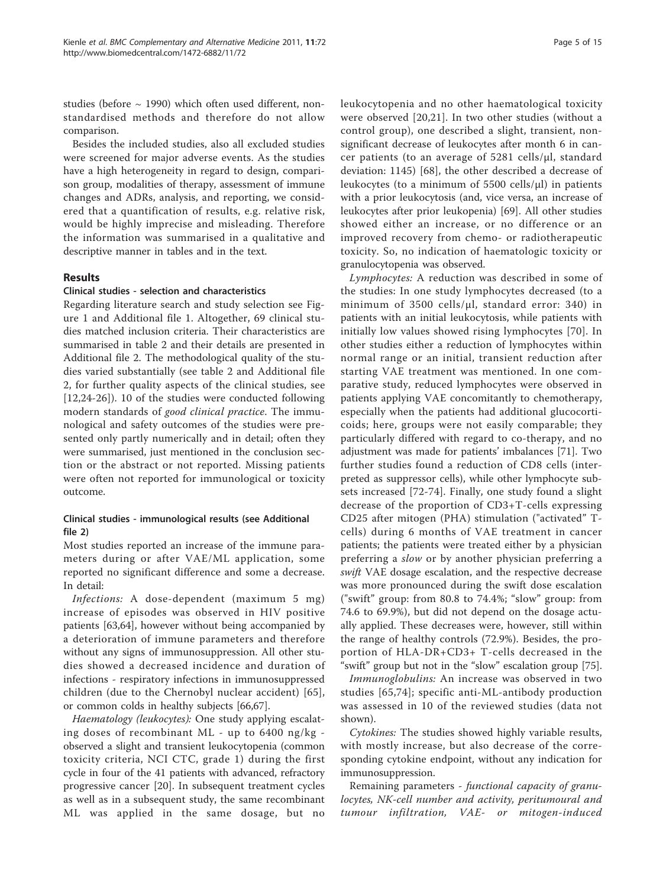studies (before ~ 1990) which often used different, non-standardised methods and therefore do not allow comparison.

Besides the included studies, also all excluded studies were screened for major adverse events. As the studies have a high heterogeneity in regard to design, comparison group, modalities of therapy, assessment of immune changes and ADRs, analysis, and reporting, we considered that a quantification of results, e.g. relative risk, would be highly imprecise and misleading. Therefore the information was summarised in a qualitative and descriptive manner in tables and in the text.

## Results

### Clinical studies - selection and characteristics

Regarding literature search and study selection see Figure 1 and Additional file 1. Altogether, 69 clinical studies matched inclusion criteria. Their characteristics are summarised in table 2 and their details are presented in Additional file 2. The methodological quality of the studies varied substantially (see table 2 and Additional file 2, for further quality aspects of the clinical studies, see [12,24-26]). 10 of the studies were conducted following modern standards of *good clinical practice*. The immunological and safety outcomes of the studies were presented only partly numerically and in detail; often they were summarised, just mentioned in the conclusion section or the abstract or not reported. Missing patients were often not reported for immunological or toxicity outcome.

### Clinical studies - immunological results (see Additional file 2)

Most studies reported an increase of the immune parameters during or after VAE/ML application, some reported no significant difference and some a decrease. In detail:

*Infections:* A dose-dependent (maximum 5 mg) increase of episodes was observed in HIV positive patients [63,64], however without being accompanied by a deterioration of immune parameters and therefore without any signs of immunosuppression. All other studies showed a decreased incidence and duration of infections - respiratory infections in immunosuppressed children (due to the Chernobyl nuclear accident) [65], or common colds in healthy subjects [66,67].

*Haematology (leukocytes):* One study applying escalating doses of recombinant ML - up to 6400 ng/kg - observed a slight and transient leukocytopenia (common toxicity criteria, NCI CTC, grade 1) during the first cycle in four of the 41 patients with advanced, refractory progressive cancer [20]. In subsequent treatment cycles as well as in a subsequent study, the same recombinant ML was applied in the same dosage, but no leukocytopenia and no other haematological toxicity were observed [20,21]. In two other studies (without a control group), one described a slight, transient, non-significant decrease of leukocytes after month 6 in cancer patients (to an average of 5281 cells/µl, standard deviation: 1145) [68], the other described a decrease of leukocytes (to a minimum of 5500 cells/µl) in patients with a prior leukocytosis (and, vice versa, an increase of leukocytes after prior leukopenia) [69]. All other studies showed either an increase, or no difference or an improved recovery from chemo- or radiotherapeutic toxicity. So, no indication of haematologic toxicity or granulocytopenia was observed.

*Lymphocytes:* A reduction was described in some of the studies: In one study lymphocytes decreased (to a minimum of 3500 cells/µl, standard error: 340) in patients with an initial leukocytosis, while patients with initially low values showed rising lymphocytes [70]. In other studies either a reduction of lymphocytes within normal range or an initial, transient reduction after starting VAE treatment was mentioned. In one comparative study, reduced lymphocytes were observed in patients applying VAE concomitantly to chemotherapy, especially when the patients had additional glucocorticoids; here, groups were not easily comparable; they particularly differed with regard to co-therapy, and no adjustment was made for patients' imbalances [71]. Two further studies found a reduction of CD8 cells (interpreted as suppressor cells), while other lymphocyte subsets increased [72-74]. Finally, one study found a slight decrease of the proportion of CD3+T-cells expressing CD25 after mitogen (PHA) stimulation ("activated" T-cells) during 6 months of VAE treatment in cancer patients; the patients were treated either by a physician preferring a *slow* or by another physician preferring a *swift* VAE dosage escalation, and the respective decrease was more pronounced during the swift dose escalation ("swift" group: from 80.8 to 74.4%; "slow" group: from 74.6 to 69.9%), but did not depend on the dosage actually applied. These decreases were, however, still within the range of healthy controls (72.9%). Besides, the proportion of HLA-DR+CD3+ T-cells decreased in the "swift" group but not in the "slow" escalation group [75].

*Immunoglobulins:* An increase was observed in two studies [65,74]; specific anti-ML-antibody production was assessed in 10 of the reviewed studies (data not shown).

*Cytokines:* The studies showed highly variable results, with mostly increase, but also decrease of the corresponding cytokine endpoint, without any indication for immunosuppression.

Remaining parameters - *functional capacity of granulocytes, NK-cell number and activity, peritumoural and tumour infiltration, VAE- or mitogen-induced*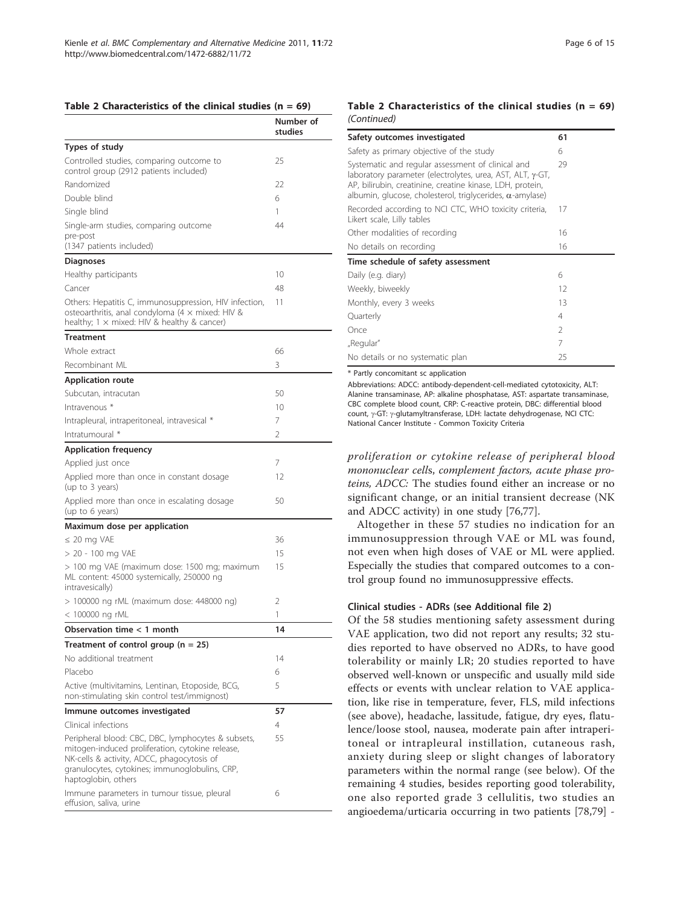**Table 2 Characteristics of the clinical studies (n = 69)**

| | Number of studies |
|---|---|
| **Types of study** | |
| Controlled studies, comparing outcome to control group (2912 patients included) | 25 |
| Randomized | 22 |
| Double blind | 6 |
| Single blind | 1 |
| Single-arm studies, comparing outcome pre-post (1347 patients included) | 44 |
| **Diagnoses** | |
| Healthy participants | 10 |
| Cancer | 48 |
| Others: Hepatitis C, immunosuppression, HIV infection, osteoarthritis, anal condyloma (4 × mixed: HIV & healthy; 1 × mixed: HIV & healthy & cancer) | 11 |
| **Treatment** | |
| Whole extract | 66 |
| Recombinant ML | 3 |
| **Application route** | |
| Subcutan, intracutan | 50 |
| Intravenous * | 10 |
| Intrapleural, intraperitoneal, intravesical * | 7 |
| Intratumoural * | 2 |
| **Application frequency** | |
| Applied just once | 7 |
| Applied more than once in constant dosage (up to 3 years) | 12 |
| Applied more than once in escalating dosage (up to 6 years) | 50 |
| **Maximum dose per application** | |
| ≤ 20 mg VAE | 36 |
| > 20 - 100 mg VAE | 15 |
| > 100 mg VAE (maximum dose: 1500 mg; maximum ML content: 45000 systemically, 250000 ng intravesically) | 15 |
| > 100000 ng rML (maximum dose: 448000 ng) | 2 |
| < 100000 ng rML | 1 |
| **Observation time < 1 month** | **14** |
| **Treatment of control group (n = 25)** | |
| No additional treatment | 14 |
| Placebo | 6 |
| Active (multivitamins, Lentinan, Etoposide, BCG, non-stimulating skin control test/immignost) | 5 |
| **Immune outcomes investigated** | **57** |
| Clinical infections | 4 |
| Peripheral blood: CBC, DBC, lymphocytes & subsets, mitogen-induced proliferation, cytokine release, NK-cells & activity, ADCC, phagocytosis of granulocytes, cytokines; immunoglobulins, CRP, haptoglobin, others | 55 |
| Immune parameters in tumour tissue, pleural effusion, saliva, urine | 6 |
| **Safety outcomes investigated** | **61** |
| Safety as primary objective of the study | 6 |
| Systematic and regular assessment of clinical and laboratory parameter (electrolytes, urea, AST, ALT, γ-GT, AP, bilirubin, creatinine, creatine kinase, LDH, protein, albumin, glucose, cholesterol, triglycerides, α-amylase) | 29 |
| Recorded according to NCI CTC, WHO toxicity criteria, Likert scale, Lilly tables | 17 |
| Other modalities of recording | 16 |
| No details on recording | 16 |
| **Time schedule of safety assessment** | |
| Daily (e.g. diary) | 6 |
| Weekly, biweekly | 12 |
| Monthly, every 3 weeks | 13 |
| Quarterly | 4 |
| Once | 2 |
| „Regular" | 7 |
| No details or no systematic plan | 25 |

\* Partly concomitant sc application

Abbreviations: ADCC: antibody-dependent-cell-mediated cytotoxicity, ALT: Alanine transaminase, AP: alkaline phosphatase, AST: aspartate transaminase, CBC complete blood count, CRP: C-reactive protein, DBC: differential blood count, γ-GT: γ-glutamyltransferase, LDH: lactate dehydrogenase, NCI CTC: National Cancer Institute - Common Toxicity Criteria

*proliferation or cytokine release of peripheral blood mononuclear cells, complement factors, acute phase proteins, ADCC:* The studies found either an increase or no significant change, or an initial transient decrease (NK and ADCC activity) in one study [76,77].

Altogether in these 57 studies no indication for an immunosuppression through VAE or ML was found, not even when high doses of VAE or ML were applied. Especially the studies that compared outcomes to a control group found no immunosuppressive effects.

#### Clinical studies - ADRs (see Additional file 2)

Of the 58 studies mentioning safety assessment during VAE application, two did not report any results; 32 studies reported to have observed no ADRs, to have good tolerability or mainly LR; 20 studies reported to have observed well-known or unspecific and usually mild side effects or events with unclear relation to VAE application, like rise in temperature, fever, FLS, mild infections (see above), headache, lassitude, fatigue, dry eyes, flatulence/loose stool, nausea, moderate pain after intraperitoneal or intrapleural instillation, cutaneous rash, anxiety during sleep or slight changes of laboratory parameters within the normal range (see below). Of the remaining 4 studies, besides reporting good tolerability, one also reported grade 3 cellulitis, two studies an angioedema/urticaria occurring in two patients [78,79] -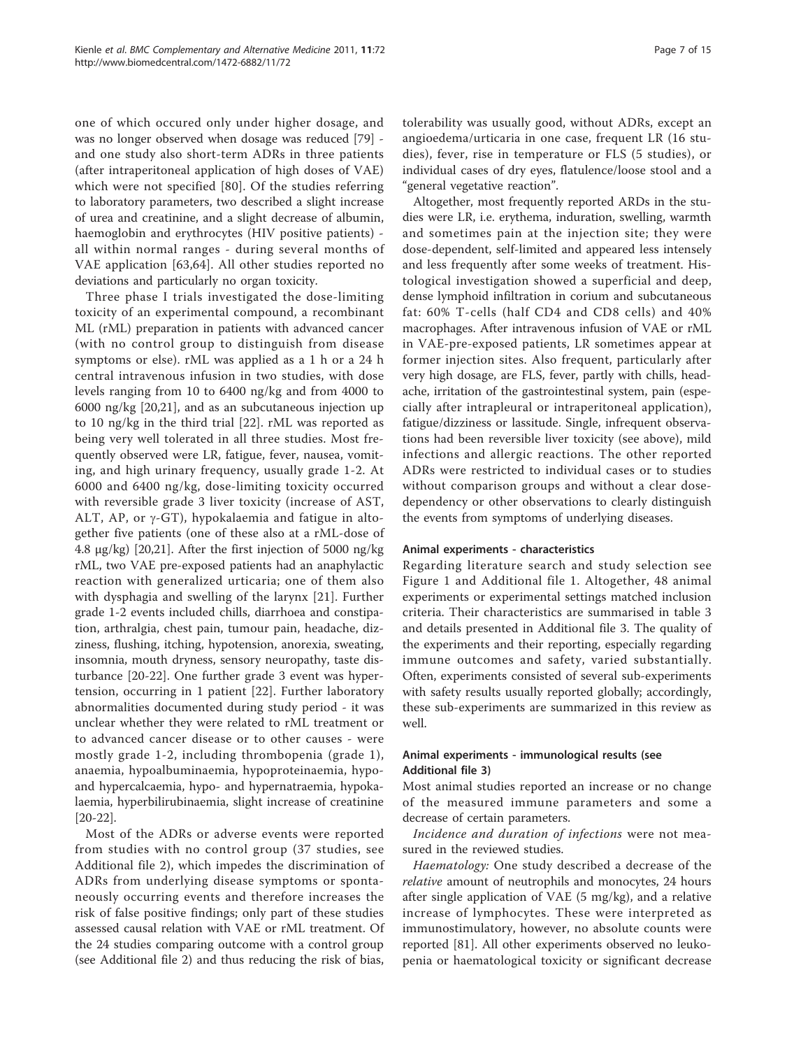one of which occured only under higher dosage, and was no longer observed when dosage was reduced [79] - and one study also short-term ADRs in three patients (after intraperitoneal application of high doses of VAE) which were not specified [80]. Of the studies referring to laboratory parameters, two described a slight increase of urea and creatinine, and a slight decrease of albumin, haemoglobin and erythrocytes (HIV positive patients) - all within normal ranges - during several months of VAE application [63,64]. All other studies reported no deviations and particularly no organ toxicity.

Three phase I trials investigated the dose-limiting toxicity of an experimental compound, a recombinant ML (rML) preparation in patients with advanced cancer (with no control group to distinguish from disease symptoms or else). rML was applied as a 1 h or a 24 h central intravenous infusion in two studies, with dose levels ranging from 10 to 6400 ng/kg and from 4000 to 6000 ng/kg [20,21], and as an subcutaneous injection up to 10 ng/kg in the third trial [22]. rML was reported as being very well tolerated in all three studies. Most frequently observed were LR, fatigue, fever, nausea, vomiting, and high urinary frequency, usually grade 1-2. At 6000 and 6400 ng/kg, dose-limiting toxicity occurred with reversible grade 3 liver toxicity (increase of AST, ALT, AP, or γ-GT), hypokalaemia and fatigue in altogether five patients (one of these also at a rML-dose of 4.8 μg/kg) [20,21]. After the first injection of 5000 ng/kg rML, two VAE pre-exposed patients had an anaphylactic reaction with generalized urticaria; one of them also with dysphagia and swelling of the larynx [21]. Further grade 1-2 events included chills, diarrhoea and constipation, arthralgia, chest pain, tumour pain, headache, dizziness, flushing, itching, hypotension, anorexia, sweating, insomnia, mouth dryness, sensory neuropathy, taste disturbance [20-22]. One further grade 3 event was hypertension, occurring in 1 patient [22]. Further laboratory abnormalities documented during study period - it was unclear whether they were related to rML treatment or to advanced cancer disease or to other causes - were mostly grade 1-2, including thrombopenia (grade 1), anaemia, hypoalbuminaemia, hypoproteinaemia, hypo- and hypercalcaemia, hypo- and hypernatraemia, hypokalaemia, hyperbilirubinaemia, slight increase of creatinine [20-22].

Most of the ADRs or adverse events were reported from studies with no control group (37 studies, see Additional file 2), which impedes the discrimination of ADRs from underlying disease symptoms or spontaneously occurring events and therefore increases the risk of false positive findings; only part of these studies assessed causal relation with VAE or rML treatment. Of the 24 studies comparing outcome with a control group (see Additional file 2) and thus reducing the risk of bias, tolerability was usually good, without ADRs, except an angioedema/urticaria in one case, frequent LR (16 studies), fever, rise in temperature or FLS (5 studies), or individual cases of dry eyes, flatulence/loose stool and a "general vegetative reaction".

Altogether, most frequently reported ARDs in the studies were LR, i.e. erythema, induration, swelling, warmth and sometimes pain at the injection site; they were dose-dependent, self-limited and appeared less intensely and less frequently after some weeks of treatment. Histological investigation showed a superficial and deep, dense lymphoid infiltration in corium and subcutaneous fat: 60% T-cells (half CD4 and CD8 cells) and 40% macrophages. After intravenous infusion of VAE or rML in VAE-pre-exposed patients, LR sometimes appear at former injection sites. Also frequent, particularly after very high dosage, are FLS, fever, partly with chills, headache, irritation of the gastrointestinal system, pain (especially after intrapleural or intraperitoneal application), fatigue/dizziness or lassitude. Single, infrequent observations had been reversible liver toxicity (see above), mild infections and allergic reactions. The other reported ADRs were restricted to individual cases or to studies without comparison groups and without a clear dose-dependency or other observations to clearly distinguish the events from symptoms of underlying diseases.

#### Animal experiments - characteristics

Regarding literature search and study selection see Figure 1 and Additional file 1. Altogether, 48 animal experiments or experimental settings matched inclusion criteria. Their characteristics are summarised in table 3 and details presented in Additional file 3. The quality of the experiments and their reporting, especially regarding immune outcomes and safety, varied substantially. Often, experiments consisted of several sub-experiments with safety results usually reported globally; accordingly, these sub-experiments are summarized in this review as well.

#### Animal experiments - immunological results (see Additional file 3)

Most animal studies reported an increase or no change of the measured immune parameters and some a decrease of certain parameters.

*Incidence and duration of infections* were not measured in the reviewed studies.

*Haematology:* One study described a decrease of the *relative* amount of neutrophils and monocytes, 24 hours after single application of VAE (5 mg/kg), and a relative increase of lymphocytes. These were interpreted as immunostimulatory, however, no absolute counts were reported [81]. All other experiments observed no leukopenia or haematological toxicity or significant decrease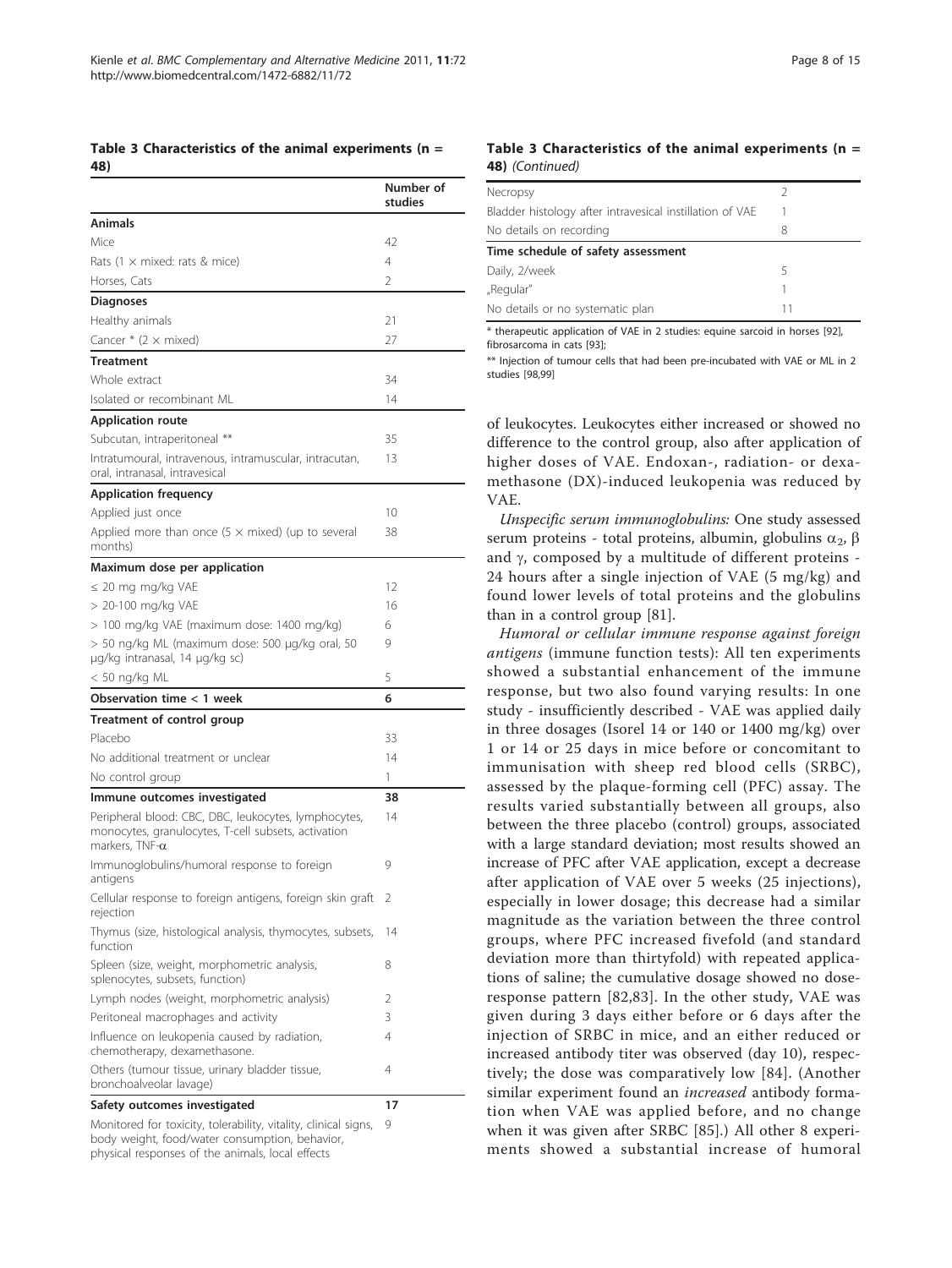**Table 3 Characteristics of the animal experiments (n = 48)**

| | Number of studies |
|---|---|
| **Animals** | |
| Mice | 42 |
| Rats (1 × mixed: rats & mice) | 4 |
| Horses, Cats | 2 |
| **Diagnoses** | |
| Healthy animals | 21 |
| Cancer * (2 × mixed) | 27 |
| **Treatment** | |
| Whole extract | 34 |
| Isolated or recombinant ML | 14 |
| **Application route** | |
| Subcutan, intraperitoneal ** | 35 |
| Intratumoural, intravenous, intramuscular, intracutan, oral, intranasal, intravesical | 13 |
| **Application frequency** | |
| Applied just once | 10 |
| Applied more than once (5 × mixed) (up to several months) | 38 |
| **Maximum dose per application** | |
| ≤ 20 mg mg/kg VAE | 12 |
| > 20-100 mg/kg VAE | 16 |
| > 100 mg/kg VAE (maximum dose: 1400 mg/kg) | 6 |
| > 50 ng/kg ML (maximum dose: 500 μg/kg oral, 50 μg/kg intranasal, 14 μg/kg sc) | 9 |
| < 50 ng/kg ML | 5 |
| **Observation time < 1 week** | **6** |
| **Treatment of control group** | |
| Placebo | 33 |
| No additional treatment or unclear | 14 |
| No control group | 1 |
| **Immune outcomes investigated** | **38** |
| Peripheral blood: CBC, DBC, leukocytes, lymphocytes, monocytes, granulocytes, T-cell subsets, activation markers, TNF-α | 14 |
| Immunoglobulins/humoral response to foreign antigens | 9 |
| Cellular response to foreign antigens, foreign skin graft rejection | 2 |
| Thymus (size, histological analysis, thymocytes, subsets, function | 14 |
| Spleen (size, weight, morphometric analysis, splenocytes, subsets, function) | 8 |
| Lymph nodes (weight, morphometric analysis) | 2 |
| Peritoneal macrophages and activity | 3 |
| Influence on leukopenia caused by radiation, chemotherapy, dexamethasone. | 4 |
| Others (tumour tissue, urinary bladder tissue, bronchoalveolar lavage) | 4 |
| **Safety outcomes investigated** | **17** |
| Monitored for toxicity, tolerability, vitality, clinical signs, body weight, food/water consumption, behavior, physical responses of the animals, local effects | 9 |
| Necropsy | 2 |
| Bladder histology after intravesical instillation of VAE | 1 |
| No details on recording | 8 |
| **Time schedule of safety assessment** | |
| Daily, 2/week | 5 |
| „Regular" | 1 |
| No details or no systematic plan | 11 |

\* therapeutic application of VAE in 2 studies: equine sarcoid in horses [92], fibrosarcoma in cats [93];

\*\* Injection of tumour cells that had been pre-incubated with VAE or ML in 2 studies [98,99]

of leukocytes. Leukocytes either increased or showed no difference to the control group, also after application of higher doses of VAE. Endoxan-, radiation- or dexamethasone (DX)-induced leukopenia was reduced by VAE.

*Unspecific serum immunoglobulins:* One study assessed serum proteins - total proteins, albumin, globulins $\alpha_2$, β and γ, composed by a multitude of different proteins - 24 hours after a single injection of VAE (5 mg/kg) and found lower levels of total proteins and the globulins than in a control group [81].

*Humoral or cellular immune response against foreign antigens* (immune function tests): All ten experiments showed a substantial enhancement of the immune response, but two also found varying results: In one study - insufficiently described - VAE was applied daily in three dosages (Isorel 14 or 140 or 1400 mg/kg) over 1 or 14 or 25 days in mice before or concomitant to immunisation with sheep red blood cells (SRBC), assessed by the plaque-forming cell (PFC) assay. The results varied substantially between all groups, also between the three placebo (control) groups, associated with a large standard deviation; most results showed an increase of PFC after VAE application, except a decrease after application of VAE over 5 weeks (25 injections), especially in lower dosage; this decrease had a similar magnitude as the variation between the three control groups, where PFC increased fivefold (and standard deviation more than thirtyfold) with repeated applications of saline; the cumulative dosage showed no dose-response pattern [82,83]. In the other study, VAE was given during 3 days either before or 6 days after the injection of SRBC in mice, and an either reduced or increased antibody titer was observed (day 10), respectively; the dose was comparatively low [84]. (Another similar experiment found an *increased* antibody formation when VAE was applied before, and no change when it was given after SRBC [85].) All other 8 experiments showed a substantial increase of humoral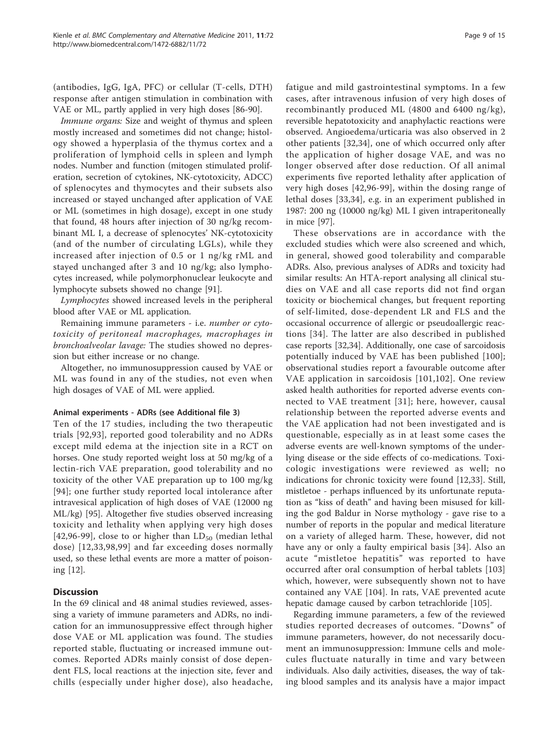(antibodies, IgG, IgA, PFC) or cellular (T-cells, DTH) response after antigen stimulation in combination with VAE or ML, partly applied in very high doses [86-90].

*Immune organs:* Size and weight of thymus and spleen mostly increased and sometimes did not change; histology showed a hyperplasia of the thymus cortex and a proliferation of lymphoid cells in spleen and lymph nodes. Number and function (mitogen stimulated proliferation, secretion of cytokines, NK-cytotoxicity, ADCC) of splenocytes and thymocytes and their subsets also increased or stayed unchanged after application of VAE or ML (sometimes in high dosage), except in one study that found, 48 hours after injection of 30 ng/kg recombinant ML I, a decrease of splenocytes' NK-cytotoxicity (and of the number of circulating LGLs), while they increased after injection of 0.5 or 1 ng/kg rML and stayed unchanged after 3 and 10 ng/kg; also lymphocytes increased, while polymorphonuclear leukocyte and lymphocyte subsets showed no change [91].

*Lymphocytes* showed increased levels in the peripheral blood after VAE or ML application.

Remaining immune parameters - i.e. *number or cytotoxicity of peritoneal macrophages, macrophages in bronchoalveolar lavage:* The studies showed no depression but either increase or no change.

Altogether, no immunosuppression caused by VAE or ML was found in any of the studies, not even when high dosages of VAE of ML were applied.

#### Animal experiments - ADRs (see Additional file 3)

Ten of the 17 studies, including the two therapeutic trials [92,93], reported good tolerability and no ADRs except mild edema at the injection site in a RCT on horses. One study reported weight loss at 50 mg/kg of a lectin-rich VAE preparation, good tolerability and no toxicity of the other VAE preparation up to 100 mg/kg [94]; one further study reported local intolerance after intravesical application of high doses of VAE (12000 ng ML/kg) [95]. Altogether five studies observed increasing toxicity and lethality when applying very high doses [42,96-99], close to or higher than $LD_{50}$ (median lethal dose) [12,33,98,99] and far exceeding doses normally used, so these lethal events are more a matter of poisoning [12].

## Discussion

In the 69 clinical and 48 animal studies reviewed, assessing a variety of immune parameters and ADRs, no indication for an immunosuppressive effect through higher dose VAE or ML application was found. The studies reported stable, fluctuating or increased immune outcomes. Reported ADRs mainly consist of dose dependent FLS, local reactions at the injection site, fever and chills (especially under higher dose), also headache, fatigue and mild gastrointestinal symptoms. In a few cases, after intravenous infusion of very high doses of recombinantly produced ML (4800 and 6400 ng/kg), reversible hepatotoxicity and anaphylactic reactions were observed. Angioedema/urticaria was also observed in 2 other patients [32,34], one of which occurred only after the application of higher dosage VAE, and was no longer observed after dose reduction. Of all animal experiments five reported lethality after application of very high doses [42,96-99], within the dosing range of lethal doses [33,34], e.g. in an experiment published in 1987: 200 ng (10000 ng/kg) ML I given intraperitoneally in mice [97].

These observations are in accordance with the excluded studies which were also screened and which, in general, showed good tolerability and comparable ADRs. Also, previous analyses of ADRs and toxicity had similar results: An HTA-report analysing all clinical studies on VAE and all case reports did not find organ toxicity or biochemical changes, but frequent reporting of self-limited, dose-dependent LR and FLS and the occasional occurrence of allergic or pseudoallergic reactions [34]. The latter are also described in published case reports [32,34]. Additionally, one case of sarcoidosis potentially induced by VAE has been published [100]; observational studies report a favourable outcome after VAE application in sarcoidosis [101,102]. One review asked health authorities for reported adverse events connected to VAE treatment [31]; here, however, causal relationship between the reported adverse events and the VAE application had not been investigated and is questionable, especially as in at least some cases the adverse events are well-known symptoms of the underlying disease or the side effects of co-medications. Toxicologic investigations were reviewed as well; no indications for chronic toxicity were found [12,33]. Still, mistletoe - perhaps influenced by its unfortunate reputation as "kiss of death" and having been misused for killing the god Baldur in Norse mythology - gave rise to a number of reports in the popular and medical literature on a variety of alleged harm. These, however, did not have any or only a faulty empirical basis [34]. Also an acute "mistletoe hepatitis" was reported to have occurred after oral consumption of herbal tablets [103] which, however, were subsequently shown not to have contained any VAE [104]. In rats, VAE prevented acute hepatic damage caused by carbon tetrachloride [105].

Regarding immune parameters, a few of the reviewed studies reported decreases of outcomes. "Downs" of immune parameters, however, do not necessarily document an immunosuppression: Immune cells and molecules fluctuate naturally in time and vary between individuals. Also daily activities, diseases, the way of taking blood samples and its analysis have a major impact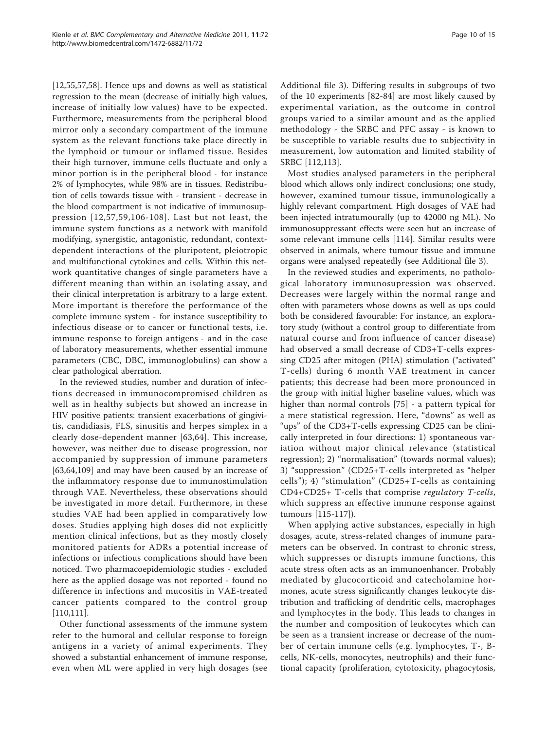[12,55,57,58]. Hence ups and downs as well as statistical regression to the mean (decrease of initially high values, increase of initially low values) have to be expected. Furthermore, measurements from the peripheral blood mirror only a secondary compartment of the immune system as the relevant functions take place directly in the lymphoid or tumour or inflamed tissue. Besides their high turnover, immune cells fluctuate and only a minor portion is in the peripheral blood - for instance 2% of lymphocytes, while 98% are in tissues. Redistribution of cells towards tissue with - transient - decrease in the blood compartment is not indicative of immunosuppression [12,57,59,106-108]. Last but not least, the immune system functions as a network with manifold modifying, synergistic, antagonistic, redundant, context-dependent interactions of the pluripotent, pleiotropic and multifunctional cytokines and cells. Within this network quantitative changes of single parameters have a different meaning than within an isolating assay, and their clinical interpretation is arbitrary to a large extent. More important is therefore the performance of the complete immune system - for instance susceptibility to infectious disease or to cancer or functional tests, i.e. immune response to foreign antigens - and in the case of laboratory measurements, whether essential immune parameters (CBC, DBC, immunoglobulins) can show a clear pathological aberration.

In the reviewed studies, number and duration of infections decreased in immunocompromised children as well as in healthy subjects but showed an increase in HIV positive patients: transient exacerbations of gingivitis, candidiasis, FLS, sinusitis and herpes simplex in a clearly dose-dependent manner [63,64]. This increase, however, was neither due to disease progression, nor accompanied by suppression of immune parameters [63,64,109] and may have been caused by an increase of the inflammatory response due to immunostimulation through VAE. Nevertheless, these observations should be investigated in more detail. Furthermore, in these studies VAE had been applied in comparatively low doses. Studies applying high doses did not explicitly mention clinical infections, but as they mostly closely monitored patients for ADRs a potential increase of infections or infectious complications should have been noticed. Two pharmacoepidemiologic studies - excluded here as the applied dosage was not reported - found no difference in infections and mucositis in VAE-treated cancer patients compared to the control group [110,111].

Other functional assessments of the immune system refer to the humoral and cellular response to foreign antigens in a variety of animal experiments. They showed a substantial enhancement of immune response, even when ML were applied in very high dosages (see Additional file 3). Differing results in subgroups of two of the 10 experiments [82-84] are most likely caused by experimental variation, as the outcome in control groups varied to a similar amount and as the applied methodology - the SRBC and PFC assay - is known to be susceptible to variable results due to subjectivity in measurement, low automation and limited stability of SRBC [112,113].

Most studies analysed parameters in the peripheral blood which allows only indirect conclusions; one study, however, examined tumour tissue, immunologically a highly relevant compartment. High dosages of VAE had been injected intratumourally (up to 42000 ng ML). No immunosuppressant effects were seen but an increase of some relevant immune cells [114]. Similar results were observed in animals, where tumour tissue and immune organs were analysed repeatedly (see Additional file 3).

In the reviewed studies and experiments, no pathological laboratory immunosupression was observed. Decreases were largely within the normal range and often with parameters whose downs as well as ups could both be considered favourable: For instance, an exploratory study (without a control group to differentiate from natural course and from influence of cancer disease) had observed a small decrease of CD3+T-cells expressing CD25 after mitogen (PHA) stimulation ("activated" T-cells) during 6 month VAE treatment in cancer patients; this decrease had been more pronounced in the group with initial higher baseline values, which was higher than normal controls [75] - a pattern typical for a mere statistical regression. Here, "downs" as well as "ups" of the CD3+T-cells expressing CD25 can be clinically interpreted in four directions: 1) spontaneous variation without major clinical relevance (statistical regression); 2) "normalisation" (towards normal values); 3) "suppression" (CD25+T-cells interpreted as "helper cells"); 4) "stimulation" (CD25+T-cells as containing CD4+CD25+ T-cells that comprise *regulatory T-cells*, which suppress an effective immune response against tumours [115-117]).

When applying active substances, especially in high dosages, acute, stress-related changes of immune parameters can be observed. In contrast to chronic stress, which suppresses or disrupts immune functions, this acute stress often acts as an immunoenhancer. Probably mediated by glucocorticoid and catecholamine hormones, acute stress significantly changes leukocyte distribution and trafficking of dendritic cells, macrophages and lymphocytes in the body. This leads to changes in the number and composition of leukocytes which can be seen as a transient increase or decrease of the number of certain immune cells (e.g. lymphocytes, T-, B-cells, NK-cells, monocytes, neutrophils) and their functional capacity (proliferation, cytotoxicity, phagocytosis,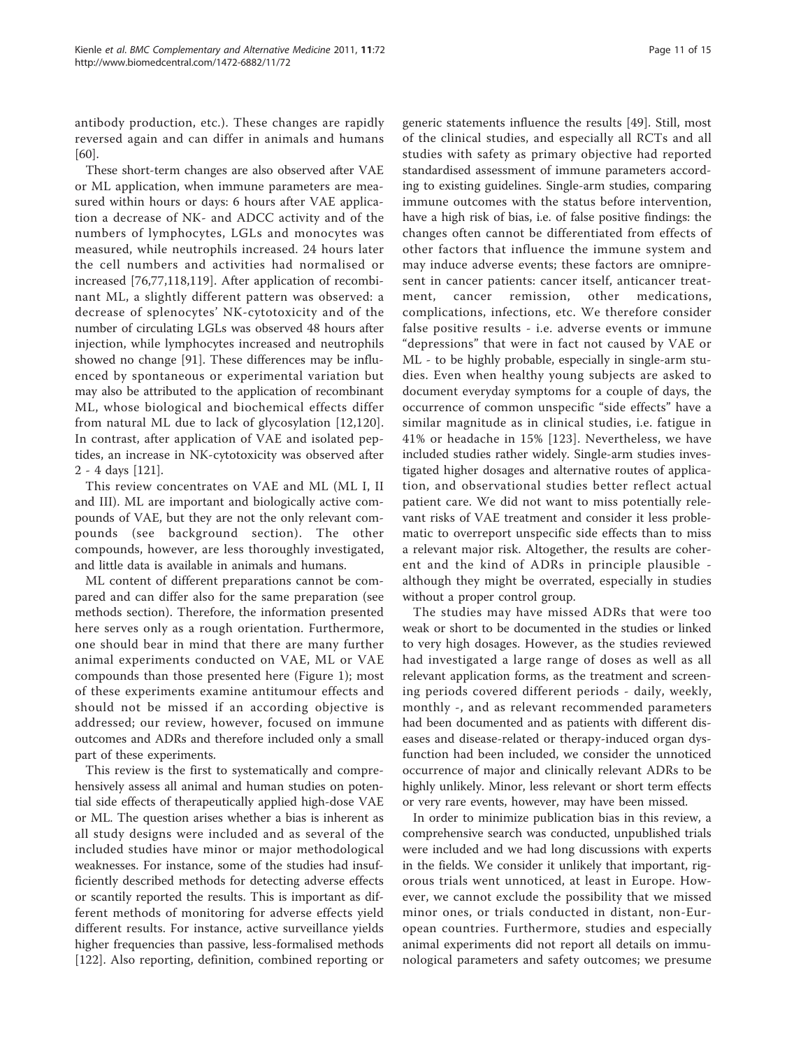antibody production, etc.). These changes are rapidly reversed again and can differ in animals and humans [60].

These short-term changes are also observed after VAE or ML application, when immune parameters are measured within hours or days: 6 hours after VAE application a decrease of NK- and ADCC activity and of the numbers of lymphocytes, LGLs and monocytes was measured, while neutrophils increased. 24 hours later the cell numbers and activities had normalised or increased [76,77,118,119]. After application of recombinant ML, a slightly different pattern was observed: a decrease of splenocytes' NK-cytotoxicity and of the number of circulating LGLs was observed 48 hours after injection, while lymphocytes increased and neutrophils showed no change [91]. These differences may be influenced by spontaneous or experimental variation but may also be attributed to the application of recombinant ML, whose biological and biochemical effects differ from natural ML due to lack of glycosylation [12,120]. In contrast, after application of VAE and isolated peptides, an increase in NK-cytotoxicity was observed after 2 - 4 days [121].

This review concentrates on VAE and ML (ML I, II and III). ML are important and biologically active compounds of VAE, but they are not the only relevant compounds (see background section). The other compounds, however, are less thoroughly investigated, and little data is available in animals and humans.

ML content of different preparations cannot be compared and can differ also for the same preparation (see methods section). Therefore, the information presented here serves only as a rough orientation. Furthermore, one should bear in mind that there are many further animal experiments conducted on VAE, ML or VAE compounds than those presented here (Figure 1); most of these experiments examine antitumour effects and should not be missed if an according objective is addressed; our review, however, focused on immune outcomes and ADRs and therefore included only a small part of these experiments.

This review is the first to systematically and comprehensively assess all animal and human studies on potential side effects of therapeutically applied high-dose VAE or ML. The question arises whether a bias is inherent as all study designs were included and as several of the included studies have minor or major methodological weaknesses. For instance, some of the studies had insufficiently described methods for detecting adverse effects or scantily reported the results. This is important as different methods of monitoring for adverse effects yield different results. For instance, active surveillance yields higher frequencies than passive, less-formalised methods [122]. Also reporting, definition, combined reporting or generic statements influence the results [49]. Still, most of the clinical studies, and especially all RCTs and all studies with safety as primary objective had reported standardised assessment of immune parameters according to existing guidelines. Single-arm studies, comparing immune outcomes with the status before intervention, have a high risk of bias, i.e. of false positive findings: the changes often cannot be differentiated from effects of other factors that influence the immune system and may induce adverse events; these factors are omnipresent in cancer patients: cancer itself, anticancer treatment, cancer remission, other medications, complications, infections, etc. We therefore consider false positive results - i.e. adverse events or immune "depressions" that were in fact not caused by VAE or ML - to be highly probable, especially in single-arm studies. Even when healthy young subjects are asked to document everyday symptoms for a couple of days, the occurrence of common unspecific "side effects" have a similar magnitude as in clinical studies, i.e. fatigue in 41% or headache in 15% [123]. Nevertheless, we have included studies rather widely. Single-arm studies investigated higher dosages and alternative routes of application, and observational studies better reflect actual patient care. We did not want to miss potentially relevant risks of VAE treatment and consider it less problematic to overreport unspecific side effects than to miss a relevant major risk. Altogether, the results are coherent and the kind of ADRs in principle plausible - although they might be overrated, especially in studies without a proper control group.

The studies may have missed ADRs that were too weak or short to be documented in the studies or linked to very high dosages. However, as the studies reviewed had investigated a large range of doses as well as all relevant application forms, as the treatment and screening periods covered different periods - daily, weekly, monthly -, and as relevant recommended parameters had been documented and as patients with different diseases and disease-related or therapy-induced organ dysfunction had been included, we consider the unnoticed occurrence of major and clinically relevant ADRs to be highly unlikely. Minor, less relevant or short term effects or very rare events, however, may have been missed.

In order to minimize publication bias in this review, a comprehensive search was conducted, unpublished trials were included and we had long discussions with experts in the fields. We consider it unlikely that important, rigorous trials went unnoticed, at least in Europe. However, we cannot exclude the possibility that we missed minor ones, or trials conducted in distant, non-European countries. Furthermore, studies and especially animal experiments did not report all details on immunological parameters and safety outcomes; we presume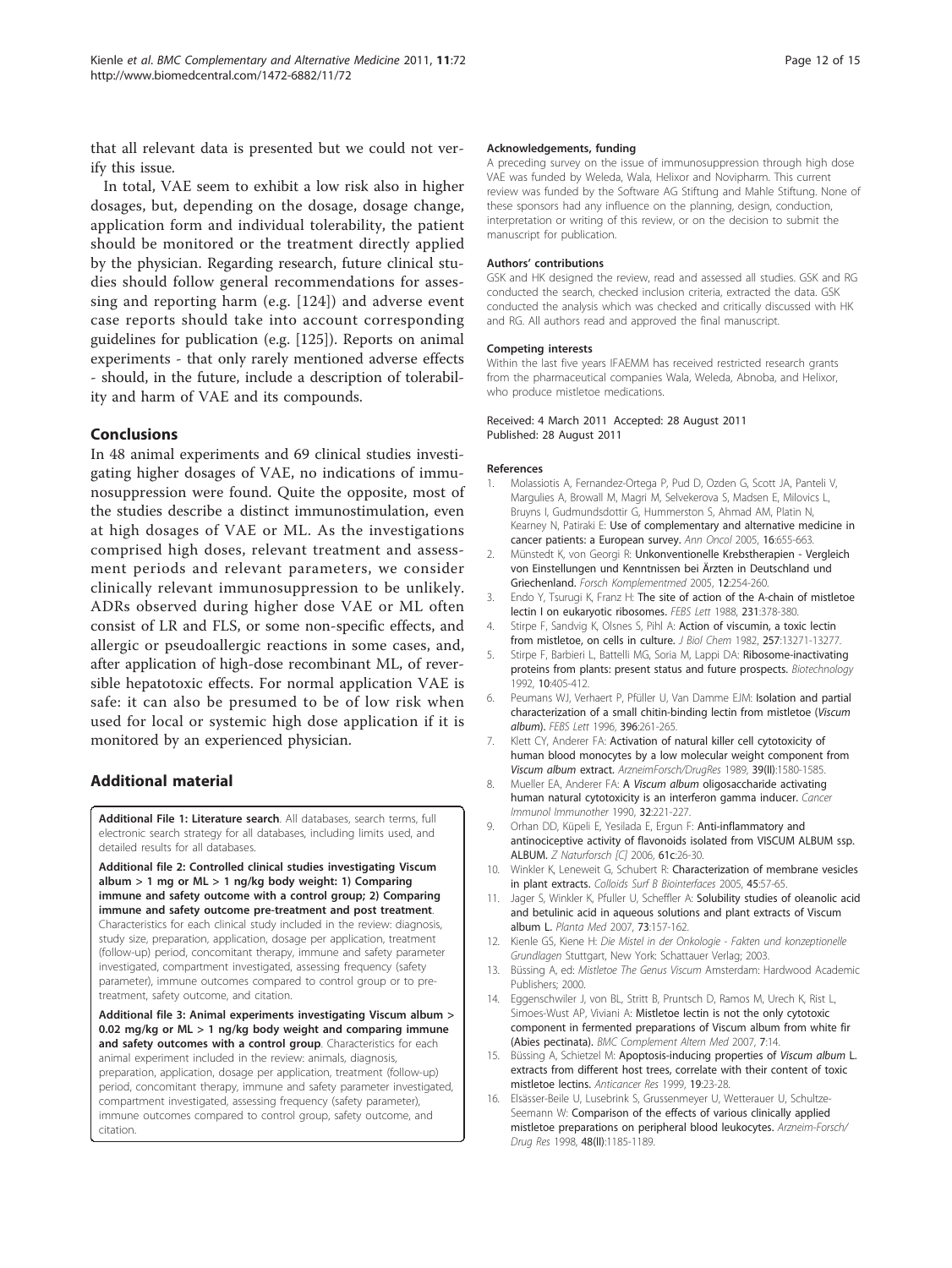that all relevant data is presented but we could not verify this issue.

In total, VAE seem to exhibit a low risk also in higher dosages, but, depending on the dosage, dosage change, application form and individual tolerability, the patient should be monitored or the treatment directly applied by the physician. Regarding research, future clinical studies should follow general recommendations for assessing and reporting harm (e.g. [124]) and adverse event case reports should take into account corresponding guidelines for publication (e.g. [125]). Reports on animal experiments - that only rarely mentioned adverse effects - should, in the future, include a description of tolerability and harm of VAE and its compounds.

## Conclusions

In 48 animal experiments and 69 clinical studies investigating higher dosages of VAE, no indications of immunosuppression were found. Quite the opposite, most of the studies describe a distinct immunostimulation, even at high dosages of VAE or ML. As the investigations comprised high doses, relevant treatment and assessment periods and relevant parameters, we consider clinically relevant immunosuppression to be unlikely. ADRs observed during higher dose VAE or ML often consist of LR and FLS, or some non-specific effects, and allergic or pseudoallergic reactions in some cases, and, after application of high-dose recombinant ML, of reversible hepatotoxic effects. For normal application VAE is safe: it can also be presumed to be of low risk when used for local or systemic high dose application if it is monitored by an experienced physician.

## Additional material

**Additional File 1: Literature search**. All databases, search terms, full electronic search strategy for all databases, including limits used, and detailed results for all databases.

**Additional file 2: Controlled clinical studies investigating Viscum album > 1 mg or ML > 1 ng/kg body weight: 1) Comparing immune and safety outcome with a control group; 2) Comparing immune and safety outcome pre-treatment and post treatment**. Characteristics for each clinical study included in the review: diagnosis, study size, preparation, application, dosage per application, treatment (follow-up) period, concomitant therapy, immune and safety parameter investigated, compartment investigated, assessing frequency (safety parameter), immune outcomes compared to control group or to pre-treatment, safety outcome, and citation.

**Additional file 3: Animal experiments investigating Viscum album > 0.02 mg/kg or ML > 1 ng/kg body weight and comparing immune and safety outcomes with a control group**. Characteristics for each animal experiment included in the review: animals, diagnosis, preparation, application, dosage per application, treatment (follow-up) period, concomitant therapy, immune and safety parameter investigated, compartment investigated, assessing frequency (safety parameter), immune outcomes compared to control group, safety outcome, and citation.

#### Acknowledgements, funding

A preceding survey on the issue of immunosuppression through high dose VAE was funded by Weleda, Wala, Helixor and Novipharm. This current review was funded by the Software AG Stiftung and Mahle Stiftung. None of these sponsors had any influence on the planning, design, conduction, interpretation or writing of this review, or on the decision to submit the manuscript for publication.

#### Authors' contributions

GSK and HK designed the review, read and assessed all studies. GSK and RG conducted the search, checked inclusion criteria, extracted the data. GSK conducted the analysis which was checked and critically discussed with HK and RG. All authors read and approved the final manuscript.

#### Competing interests

Within the last five years IFAEMM has received restricted research grants from the pharmaceutical companies Wala, Weleda, Abnoba, and Helixor, who produce mistletoe medications.

Received: 4 March 2011 Accepted: 28 August 2011
Published: 28 August 2011

#### References

1. Molassiotis A, Fernandez-Ortega P, Pud D, Ozden G, Scott JA, Panteli V, Margulies A, Browall M, Magri M, Selvekerova S, Madsen E, Milovics L, Bruyns I, Gudmundsdottir G, Hummerston S, Ahmad AM, Platin N, Kearney N, Patiraki E: **Use of complementary and alternative medicine in cancer patients: a European survey.** *Ann Oncol* 2005, **16**:655-663.
2. Münstedt K, von Georgi R: **Unkonventionelle Krebstherapien - Vergleich von Einstellungen und Kenntnissen bei Ärzten in Deutschland und Griechenland.** *Forsch Komplementmed* 2005, **12**:254-260.
3. Endo Y, Tsurugi K, Franz H: **The site of action of the A-chain of mistletoe lectin I on eukaryotic ribosomes.** *FEBS Lett* 1988, **231**:378-380.
4. Stirpe F, Sandvig K, Olsnes S, Pihl A: **Action of viscumin, a toxic lectin from mistletoe, on cells in culture.** *J Biol Chem* 1982, **257**:13271-13277.
5. Stirpe F, Barbieri L, Battelli MG, Soria M, Lappi DA: **Ribosome-inactivating proteins from plants: present status and future prospects.** *Biotechnology* 1992, **10**:405-412.
6. Peumans WJ, Verhaert P, Pfüller U, Van Damme EJM: **Isolation and partial characterization of a small chitin-binding lectin from mistletoe (*Viscum album*).** *FEBS Lett* 1996, **396**:261-265.
7. Klett CY, Anderer FA: **Activation of natural killer cell cytotoxicity of human blood monocytes by a low molecular weight component from *Viscum album* extract.** *ArzneimForsch/DrugRes* 1989, **39(II)**:1580-1585.
8. Mueller EA, Anderer FA: **A *Viscum album* oligosaccharide activating human natural cytotoxicity is an interferon gamma inducer.** *Cancer Immunol Immunother* 1990, **32**:221-227.
9. Orhan DD, Küpeli E, Yesilada E, Ergun F: **Anti-inflammatory and antinociceptive activity of flavonoids isolated from VISCUM ALBUM ssp. ALBUM.** *Z Naturforsch [C]* 2006, **61c**:26-30.
10. Winkler K, Leneweit G, Schubert R: **Characterization of membrane vesicles in plant extracts.** *Colloids Surf B Biointerfaces* 2005, **45**:57-65.
11. Jager S, Winkler K, Pfuller U, Scheffler A: **Solubility studies of oleanolic acid and betulinic acid in aqueous solutions and plant extracts of Viscum album L.** *Planta Med* 2007, **73**:157-162.
12. Kienle GS, Kiene H: *Die Mistel in der Onkologie - Fakten und konzeptionelle Grundlagen* Stuttgart, New York: Schattauer Verlag; 2003.
13. Büssing A, ed: *Mistletoe The Genus Viscum* Amsterdam: Hardwood Academic Publishers; 2000.
14. Eggenschwiler J, von Balthazar L, Stritt B, Pruntsch D, Ramos M, Urech K, Rist L, Simoes-Wust AP, Viviani A: **Mistletoe lectin is not the only cytotoxic component in fermented preparations of Viscum album from white fir (Abies pectinata).** *BMC Complement Altern Med* 2007, **7**:14.
15. Büssing A, Schietzel M: **Apoptosis-inducing properties of *Viscum album* L. extracts from different host trees, correlate with their content of toxic mistletoe lectins.** *Anticancer Res* 1999, **19**:23-28.
16. Elsässer-Beile U, Lusebrink S, Grussenmeyer U, Wetterauer U, Schultze-Seemann W: **Comparison of the effects of various clinically applied mistletoe preparations on peripheral blood leukocytes.** *Arzneim-Forsch/Drug Res* 1998, **48(II)**:1185-1189.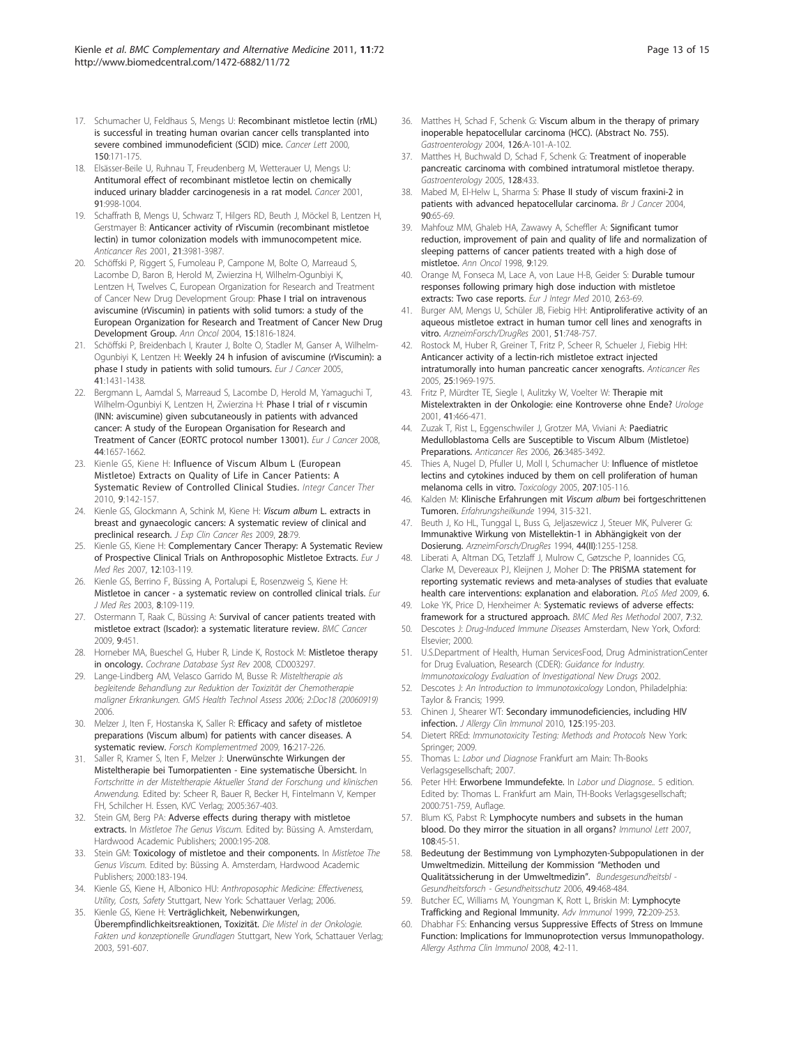17. Schumacher U, Feldhaus S, Mengs U: **Recombinant mistletoe lectin (rML) is successful in treating human ovarian cancer cells transplanted into severe combined immunodeficient (SCID) mice.** *Cancer Lett* 2000, **150**:171-175.
18. Elsässer-Beile U, Ruhnau T, Freudenberg M, Wetterauer U, Mengs U: **Antitumoral effect of recombinant mistletoe lectin on chemically induced urinary bladder carcinogenesis in a rat model.** *Cancer* 2001, **91**:998-1004.
19. Schaffrath B, Mengs U, Schwarz T, Hilgers RD, Beuth J, Möckel B, Lentzen H, Gerstmayer B: **Anticancer activity of rViscumin (recombinant mistletoe lectin) in tumor colonization models with immunocompetent mice.** *Anticancer Res* 2001, **21**:3981-3987.
20. Schöffski P, Riggert S, Fumoleau P, Campone M, Bolte O, Marreaud S, Lacombe D, Baron B, Herold M, Zwierzina H, Wilhelm-Ogunbiyi K, Lentzen H, Twelves C, European Organization for Research and Treatment of Cancer New Drug Development Group: **Phase I trial on intravenous aviscumine (rViscumin) in patients with solid tumors: a study of the European Organization for Research and Treatment of Cancer New Drug Development Group.** *Ann Oncol* 2004, **15**:1816-1824.
21. Schöffski P, Breidenbach I, Krauter J, Bolte O, Stadler M, Ganser A, Wilhelm-Ogunbiyi K, Lentzen H: **Weekly 24 h infusion of aviscumine (rViscumin): a phase I study in patients with solid tumours.** *Eur J Cancer* 2005, **41**:1431-1438.
22. Bergmann L, Aamdal S, Marreaud S, Lacombe D, Herold M, Yamaguchi T, Wilhelm-Ogunbiyi K, Lentzen H, Zwierzina H: **Phase I trial of r viscumin (INN: aviscumine) given subcutaneously in patients with advanced cancer: A study of the European Organisation for Research and Treatment of Cancer (EORTC protocol number 13001).** *Eur J Cancer* 2008, **44**:1657-1662.
23. Kienle GS, Kiene H: **Influence of Viscum Album L (European Mistletoe) Extracts on Quality of Life in Cancer Patients: A Systematic Review of Controlled Clinical Studies.** *Integr Cancer Ther* 2010, **9**:142-157.
24. Kienle GS, Glockmann A, Schink M, Kiene H: ***Viscum album* L. extracts in breast and gynaecologic cancers: A systematic review of clinical and preclinical research.** *J Exp Clin Cancer Res* 2009, **28**:79.
25. Kienle GS, Kiene H: **Complementary Cancer Therapy: A Systematic Review of Prospective Clinical Trials on Anthroposophic Mistletoe Extracts.** *Eur J Med Res* 2007, **12**:103-119.
26. Kienle GS, Berrino F, Büssing A, Portalupi E, Rosenzweig S, Kiene H: **Mistletoe in cancer - a systematic review on controlled clinical trials.** *Eur J Med Res* 2003, **8**:109-119.
27. Ostermann T, Raak C, Büssing A: **Survival of cancer patients treated with mistletoe extract (Iscador): a systematic literature review.** *BMC Cancer* 2009, **9**:451.
28. Horneber MA, Bueschel G, Huber R, Linde K, Rostock M: **Mistletoe therapy in oncology.** *Cochrane Database Syst Rev* 2008, CD003297.
29. Lange-Lindberg AM, Velasco Garrido M, Busse R: *Misteltherapie als begleitende Behandlung zur Reduktion der Toxizität der Chemotherapie maligner Erkrankungen. GMS Health Technol Assess 2006; 2:Doc18 (20060919)* 2006.
30. Melzer J, Iten F, Hostanska K, Saller R: **Efficacy and safety of mistletoe preparations (Viscum album) for patients with cancer diseases. A systematic review.** *Forsch Komplementmed* 2009, **16**:217-226.
31. Saller R, Kramer S, Iten F, Melzer J: **Unerwünschte Wirkungen der Misteltherapie bei Tumorpatienten - Eine systematische Übersicht.** In *Fortschritte in der Misteltherapie Aktueller Stand der Forschung und klinischen Anwendung.* Edited by: Scheer R, Bauer R, Becker H, Fintelmann V, Kemper FH, Schilcher H. Essen, KVC Verlag; 2005:367-403.
32. Stein GM, Berg PA: **Adverse effects during therapy with mistletoe extracts.** In *Mistletoe The Genus Viscum.* Edited by: Büssing A. Amsterdam, Hardwood Academic Publishers; 2000:195-208.
33. Stein GM: **Toxicology of mistletoe and their components.** In *Mistletoe The Genus Viscum.* Edited by: Büssing A. Amsterdam, Hardwood Academic Publishers; 2000:183-194.
34. Kienle GS, Kiene H, Albonico HU: *Anthroposophic Medicine: Effectiveness, Utility, Costs, Safety* Stuttgart, New York: Schattauer Verlag; 2006.
35. Kienle GS, Kiene H: **Verträglichkeit, Nebenwirkungen, Überempfindlichkeitsreaktionen, Toxizität.** *Die Mistel in der Onkologie. Fakten und konzeptionelle Grundlagen* Stuttgart, New York, Schattauer Verlag; 2003, 591-607.
36. Matthes H, Schad F, Schenk G: **Viscum album in the therapy of primary inoperable hepatocellular carcinoma (HCC). (Abstract No. 755).** *Gastroenterology* 2004, **126**:A-101-A-102.
37. Matthes H, Buchwald D, Schad F, Schenk G: **Treatment of inoperable pancreatic carcinoma with combined intratumoral mistletoe therapy.** *Gastroenterology* 2005, **128**:433.
38. Mabed M, El-Helw L, Sharma S: **Phase II study of viscum fraxini-2 in patients with advanced hepatocellular carcinoma.** *Br J Cancer* 2004, **90**:65-69.
39. Mahfouz MM, Ghaleb HA, Zawawy A, Scheffler A: **Significant tumor reduction, improvement of pain and quality of life and normalization of sleeping patterns of cancer patients treated with a high dose of mistletoe.** *Ann Oncol* 1998, **9**:129.
40. Orange M, Fonseca M, Lace A, von Laue H-B, Geider S: **Durable tumour responses following primary high dose induction with mistletoe extracts: Two case reports.** *Eur J Integr Med* 2010, **2**:63-69.
41. Burger AM, Mengs U, Schüler JB, Fiebig HH: **Antiproliferative activity of an aqueous mistletoe extract in human tumor cell lines and xenografts in vitro.** *ArzneimForsch/DrugRes* 2001, **51**:748-757.
42. Rostock M, Huber R, Greiner T, Fritz P, Scheer R, Schueler J, Fiebig HH: **Anticancer activity of a lectin-rich mistletoe extract injected intratumorally into human pancreatic cancer xenografts.** *Anticancer Res* 2005, **25**:1969-1975.
43. Fritz P, Mürdter TE, Siegle I, Aulitzky W, Voelter W: **Therapie mit Mistelextrakten in der Onkologie: eine Kontroverse ohne Ende?** *Urologe* 2001, **41**:466-471.
44. Zuzak T, Rist L, Eggenschwiler J, Grotzer MA, Viviani A: **Paediatric Medulloblastoma Cells are Susceptible to Viscum Album (Mistletoe) Preparations.** *Anticancer Res* 2006, **26**:3485-3492.
45. Thies A, Nugel D, Pfuller U, Moll I, Schumacher U: **Influence of mistletoe lectins and cytokines induced by them on cell proliferation of human melanoma cells in vitro.** *Toxicology* 2005, **207**:105-116.
46. Kalden M: **Klinische Erfahrungen mit *Viscum album* bei fortgeschrittenen Tumoren.** *Erfahrungsheilkunde* 1994, 315-321.
47. Beuth J, Ko HL, Tunggal L, Buss G, Jeljaszewicz J, Steuer MK, Pulverer G: **Immunaktive Wirkung von Mistellektin-1 in Abhängigkeit von der Dosierung.** *ArzneimForsch/DrugRes* 1994, **44(II)**:1255-1258.
48. Liberati A, Altman DG, Tetzlaff J, Mulrow C, Gøtzsche P, Ioannides CG, Clarke M, Devereaux PJ, Kleijnen J, Moher D: **The PRISMA statement for reporting systematic reviews and meta-analyses of studies that evaluate health care interventions: explanation and elaboration.** *PLoS Med* 2009, **6**.
49. Loke YK, Price D, Herxheimer A: **Systematic reviews of adverse effects: framework for a structured approach.** *BMC Med Res Methodol* 2007, **7**:32.
50. Descotes J: *Drug-Induced Immune Diseases* Amsterdam, New York, Oxford: Elsevier; 2000.
51. U.S.Department of Health, Human ServicesFood, Drug AdministrationCenter for Drug Evaluation, Research (CDER): *Guidance for Industry. Immunotoxicology Evaluation of Investigational New Drugs* 2002.
52. Descotes J: *An Introduction to Immunotoxicology* London, Philadelphia: Taylor & Francis; 1999.
53. Chinen J, Shearer WT: **Secondary immunodeficiencies, including HIV infection.** *J Allergy Clin Immunol* 2010, **125**:195-203.
54. Dietert RREd: *Immunotoxicity Testing: Methods and Protocols* New York: Springer; 2009.
55. Thomas L: *Labor und Diagnose* Frankfurt am Main: Th-Books Verlagsgesellschaft; 2007.
56. Peter HH: **Erworbene Immundefekte.** In *Labor und Diagnose..* 5 edition. Edited by: Thomas L. Frankfurt am Main, TH-Books Verlagsgesellschaft; 2000:751-759, Auflage.
57. Blum KS, Pabst R: **Lymphocyte numbers and subsets in the human blood. Do they mirror the situation in all organs?** *Immunol Lett* 2007, **108**:45-51.
58. **Bedeutung der Bestimmung von Lymphozyten-Subpopulationen in der Umweltmedizin. Mitteilung der Kommission "Methoden und Qualitätssicherung in der Umweltmedizin".** *Bundesgesundheitsbl - Gesundheitsforsch - Gesundheitsschutz* 2006, **49**:468-484.
59. Butcher EC, Williams M, Youngman K, Rott L, Briskin M: **Lymphocyte Trafficking and Regional Immunity.** *Adv Immunol* 1999, **72**:209-253.
60. Dhabhar FS: **Enhancing versus Suppressive Effects of Stress on Immune Function: Implications for Immunoprotection versus Immunopathology.** *Allergy Asthma Clin Immunol* 2008, **4**:2-11.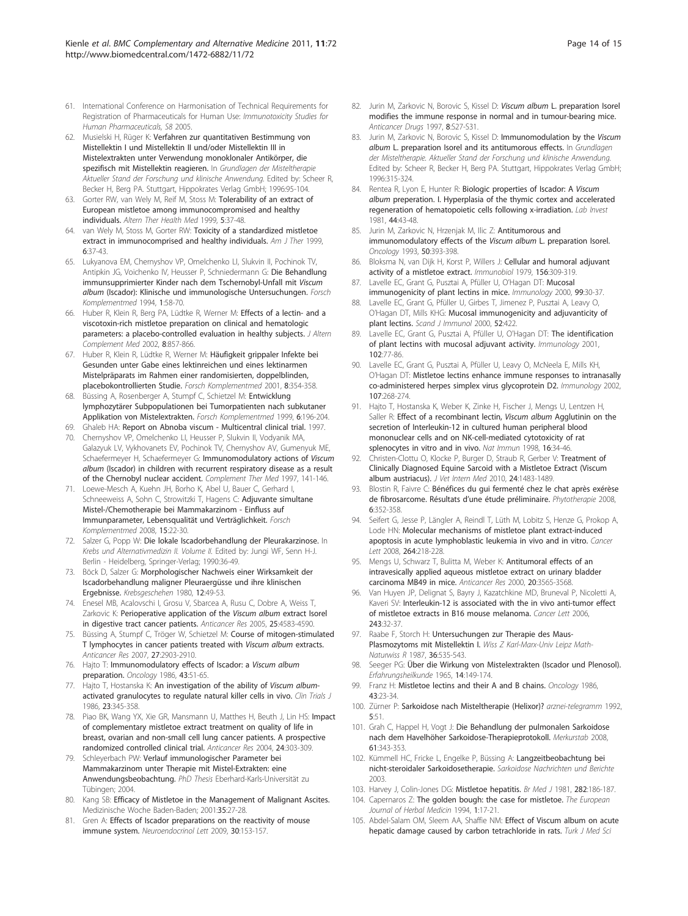61. International Conference on Harmonisation of Technical Requirements for Registration of Pharmaceuticals for Human Use: *Immunotoxicity Studies for Human Pharmaceuticals, S8* 2005.
62. Musielski H, Rüger K: **Verfahren zur quantitativen Bestimmung von Mistellektin I und Mistellektin II und/oder Mistellektin III in Mistelextrakten unter Verwendung monoklonaler Antikörper, die spezifisch mit Mistellektin reagieren.** In *Grundlagen der Misteltherapie Aktueller Stand der Forschung und klinische Anwendung*. Edited by: Scheer R, Becker H, Berg PA. Stuttgart, Hippokrates Verlag GmbH; 1996:95-104.
63. Gorter RW, van Wely M, Reif M, Stoss M: **Tolerability of an extract of European mistletoe among immunocompromised and healthy individuals.** *Altern Ther Health Med* 1999, **5**:37-48.
64. van Wely M, Stoss M, Gorter RW: **Toxicity of a standardized mistletoe extract in immunocomprised and healthy individuals.** *Am J Ther* 1999, **6**:37-43.
65. Lukyanova EM, Chernyshov VP, Omelchenko LI, Slukvin II, Pochinok TV, Antipkin JG, Voichenko IV, Heusser P, Schniedermann G: **Die Behandlung immunsupprimierter Kinder nach dem Tschernobyl-Unfall mit *Viscum album* (Iscador): Klinische und immunologische Untersuchungen.** *Forsch Komplementmed* 1994, **1**:58-70.
66. Huber R, Klein R, Berg PA, Lüdtke R, Werner M: **Effects of a lectin- and a viscotoxin-rich mistletoe preparation on clinical and hematologic parameters: a placebo-controlled evaluation in healthy subjects.** *J Altern Complement Med* 2002, **8**:857-866.
67. Huber R, Klein R, Lüdtke R, Werner M: **Häufigkeit grippaler Infekte bei Gesunden unter Gabe eines lektinreichen und eines lektinarmen Mistelpräparats im Rahmen einer randomisierten, doppelblinden, placebokontrollierten Studie.** *Forsch Komplementmed* 2001, **8**:354-358.
68. Büssing A, Rosenberger A, Stumpf C, Schietzel M: **Entwicklung lymphozytärer Subpopulationen bei Tumorpatienten nach subkutaner Applikation von Mistelextrakten.** *Forsch Komplementmed* 1999, **6**:196-204.
69. Ghaleb HA: **Report on Abnoba viscum - Multicentral clinical trial.** 1997.
70. Chernyshov VP, Omelchenko LI, Heusser P, Slukvin II, Vodyanik MA, Galazyuk LV, Vykhovanets EV, Pochinok TV, Chernyshov AV, Gumenyuk ME, Schaefermeyer H, Schaefermeyer G: **Immunomodulatory actions of *Viscum album* (Iscador) in children with recurrent respiratory disease as a result of the Chernobyl nuclear accident.** *Complement Ther Med* 1997, 141-146.
71. Loewe-Mesch A, Kuehn JH, Borho K, Abel U, Bauer C, Gerhard I, Schneeweiss A, Sohn C, Strowitzki T, Hagens C: **Adjuvante simultane Mistel-/Chemotherapie bei Mammakarzinom - Einfluss auf Immunparameter, Lebensqualität und Verträglichkeit.** *Forsch Komplementmed* 2008, **15**:22-30.
72. Salzer G, Popp W: **Die lokale Iscadorbehandlung der Pleurakarzinose.** In *Krebs und Alternativmedizin II. Volume II*. Edited by: Jungi WF, Senn H-J. Berlin - Heidelberg, Springer-Verlag; 1990:36-49.
73. Böck D, Salzer G: **Morphologischer Nachweis einer Wirksamkeit der Iscadorbehandlung maligner Pleuraergüsse und ihre klinischen Ergebnisse.** *Krebsgeschehen* 1980, **12**:49-53.
74. Enesel MB, Acalovschi I, Grosu V, Sbarcea A, Rusu C, Dobre A, Weiss T, Zarkovic K: **Perioperative application of the *Viscum album* extract Isorel in digestive tract cancer patients.** *Anticancer Res* 2005, **25**:4583-4590.
75. Büssing A, Stumpf C, Tröger W, Schietzel M: **Course of mitogen-stimulated T lymphocytes in cancer patients treated with *Viscum album* extracts.** *Anticancer Res* 2007, **27**:2903-2910.
76. Hajto T: **Immunomodulatory effects of Iscador: a *Viscum album* preparation.** *Oncology* 1986, **43**:51-65.
77. Hajto T, Hostanska K: **An investigation of the ability of *Viscum album*-activated granulocytes to regulate natural killer cells in vivo.** *Clin Trials J* 1986, **23**:345-358.
78. Piao BK, Wang YX, Xie GR, Mansmann U, Matthes H, Beuth J, Lin HS: **Impact of complementary mistletoe extract treatment on quality of life in breast, ovarian and non-small cell lung cancer patients. A prospective randomized controlled clinical trial.** *Anticancer Res* 2004, **24**:303-309.
79. Schleyerbach PW: **Verlauf immunologischer Parameter bei Mammakarzinom unter Therapie mit Mistel-Extrakten: eine Anwendungsbeobachtung.** *PhD Thesis* Eberhard-Karls-Universität zu Tübingen; 2004.
80. Kang SB: **Efficacy of Mistletoe in the Management of Malignant Ascites.** Medizinische Woche Baden-Baden; 2001:**35**:27-28.
81. Gren A: **Effects of Iscador preparations on the reactivity of mouse immune system.** *Neuroendocrinol Lett* 2009, **30**:153-157.
82. Jurin M, Zarkovic N, Borovic S, Kissel D: ***Viscum album* L. preparation Isorel modifies the immune response in normal and in tumour-bearing mice.** *Anticancer Drugs* 1997, **8**:S27-S31.
83. Jurin M, Zarkovic N, Borovic S, Kissel D: **Immunomodulation by the *Viscum album* L. preparation Isorel and its antitumorous effects.** In *Grundlagen der Misteltherapie. Aktueller Stand der Forschung und klinische Anwendung*. Edited by: Scheer R, Becker H, Berg PA. Stuttgart, Hippokrates Verlag GmbH; 1996:315-324.
84. Rentea R, Lyon E, Hunter R: **Biologic properties of Iscador: A *Viscum album* preparation. I. Hyperplasia of the thymic cortex and accelerated regeneration of hematopoietic cells following x-irradiation.** *Lab Invest* 1981, **44**:43-48.
85. Jurin M, Zarkovic N, Hrzenjak M, Ilic Z: **Antitumorous and immunomodulatory effects of the *Viscum album* L. preparation Isorel.** *Oncology* 1993, **50**:393-398.
86. Bloksma N, van Dijk H, Korst P, Willers J: **Cellular and humoral adjuvant activity of a mistletoe extract.** *Immunobiol* 1979, **156**:309-319.
87. Lavelle EC, Grant G, Pusztai A, Pfüller U, O'Hagan DT: **Mucosal immunogenicity of plant lectins in mice.** *Immunology* 2000, **99**:30-37.
88. Lavelle EC, Grant G, Pfüller U, Girbes T, Jimenez P, Pusztai A, Leavy O, O'Hagan DT, Mills KHG: **Mucosal immunogenicity and adjuvanticity of plant lectins.** *Scand J Immunol* 2000, **52**:422.
89. Lavelle EC, Grant G, Pusztai A, Pfüller U, O'Hagan DT: **The identification of plant lectins with mucosal adjuvant activity.** *Immunology* 2001, **102**:77-86.
90. Lavelle EC, Grant G, Pusztai A, Pfüller U, Leavy O, McNeela E, Mills KH, O'Hagan DT: **Mistletoe lectins enhance immune responses to intranasally co-administered herpes simplex virus glycoprotein D2.** *Immunology* 2002, **107**:268-274.
91. Hajto T, Hostanska K, Weber K, Zinke H, Fischer J, Mengs U, Lentzen H, Saller R: **Effect of a recombinant lectin, *Viscum album* Agglutinin on the secretion of Interleukin-12 in cultured human peripheral blood mononuclear cells and on NK-cell-mediated cytotoxicity of rat splenocytes in vitro and in vivo.** *Nat Immun* 1998, **16**:34-46.
92. Christen-Clottu O, Klocke P, Burger D, Straub R, Gerber V: **Treatment of Clinically Diagnosed Equine Sarcoid with a Mistletoe Extract (Viscum album austriacus).** *J Vet Intern Med* 2010, **24**:1483-1489.
93. Blostin R, Faivre C: **Bénéfices du gui fermenté chez le chat après exérèse de fibrosarcome. Résultats d'une étude préliminaire.** *Phytotherapie* 2008, **6**:352-358.
94. Seifert G, Jesse P, Längler A, Reindl T, Lüth M, Lobitz S, Henze G, Prokop A, Lode HN: **Molecular mechanisms of mistletoe plant extract-induced apoptosis in acute lymphoblastic leukemia in vivo and in vitro.** *Cancer Lett* 2008, **264**:218-228.
95. Mengs U, Schwarz T, Bulitta M, Weber K: **Antitumoral effects of an intravesically applied aqueous mistletoe extract on urinary bladder carcinoma MB49 in mice.** *Anticancer Res* 2000, **20**:3565-3568.
96. Van Huyen JP, Delignat S, Bayry J, Kazatchkine MD, Bruneval P, Nicoletti A, Kaveri SV: **Interleukin-12 is associated with the in vivo anti-tumor effect of mistletoe extracts in B16 mouse melanoma.** *Cancer Lett* 2006, **243**:32-37.
97. Raabe F, Storch H: **Untersuchungen zur Therapie des Maus-Plasmozytoms mit Mistellektin I.** *Wiss Z Karl-Marx-Univ Leipz Math-Naturwiss R* 1987, **36**:535-543.
98. Seeger PG: **Über die Wirkung von Mistelextrakten (Iscador und Plenosol).** *Erfahrungsheilkunde* 1965, **14**:149-174.
99. Franz H: **Mistletoe lectins and their A and B chains.** *Oncology* 1986, **43**:23-34.
100. Zürner P: **Sarkoidose nach Misteltherapie (Helixor)?** *arznei-telegramm* 1992, **5**:51.
101. Grah C, Happel H, Vogt J: **Die Behandlung der pulmonalen Sarkoidose nach dem Havelhöher Sarkoidose-Therapieprotokoll.** *Merkurstab* 2008, **61**:343-353.
102. Kümmell HC, Fricke L, Engelke P, Büssing A: **Langzeitbeobachtung bei nicht-steroidaler Sarkoidosetherapie.** *Sarkoidose Nachrichten und Berichte* 2003.
103. Harvey J, Colin-Jones DG: **Mistletoe hepatitis.** *Br Med J* 1981, **282**:186-187.
104. Capernaros Z: **The golden bough: the case for mistletoe.** *The European Journal of Herbal Medicin* 1994, **1**:17-21.
105. Abdel-Salam OM, Sleem AA, Shaffie NM: **Effect of Viscum album on acute hepatic damage caused by carbon tetrachloride in rats.** *Turk J Med Sci*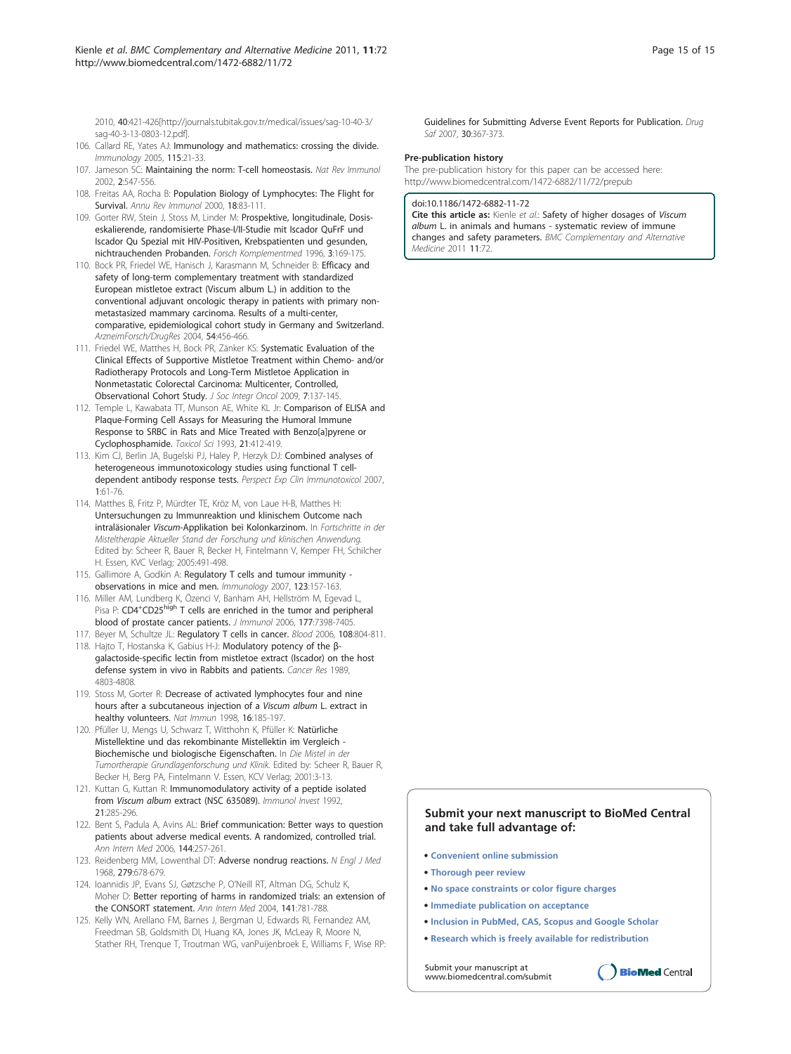2010, 40:421-426[http://journals.tubitak.gov.tr/medical/issues/sag-10-40-3/sag-40-3-13-0803-12.pdf].

106. Callard RE, Yates AJ: **Immunology and mathematics: crossing the divide.** *Immunology* 2005, 115:21-33.
107. Jameson SC: **Maintaining the norm: T-cell homeostasis.** *Nat Rev Immunol* 2002, 2:547-556.
108. Freitas AA, Rocha B: **Population Biology of Lymphocytes: The Flight for Survival.** *Annu Rev Immunol* 2000, 18:83-111.
109. Gorter RW, Stein J, Stoss M, Linder M: **Prospektive, longitudinale, Dosis-eskalierende, randomisierte Phase-I/II-Studie mit Iscador QuFrF und Iscador Qu Spezial mit HIV-Positiven, Krebspatienten und gesunden, nichtrauchenden Probanden.** *Forsch Komplementmed* 1996, 3:169-175.
110. Bock PR, Friedel WE, Hanisch J, Karasmann M, Schneider B: **Efficacy and safety of long-term complementary treatment with standardized European mistletoe extract (Viscum album L.) in addition to the conventional adjuvant oncologic therapy in patients with primary non-metastasized mammary carcinoma. Results of a multi-center, comparative, epidemiological cohort study in Germany and Switzerland.** *ArzneimForsch/DrugRes* 2004, 54:456-466.
111. Friedel WE, Matthes H, Bock PR, Zänker KS: **Systematic Evaluation of the Clinical Effects of Supportive Mistletoe Treatment within Chemo- and/or Radiotherapy Protocols and Long-Term Mistletoe Application in Nonmetastatic Colorectal Carcinoma: Multicenter, Controlled, Observational Cohort Study.** *J Soc Integr Oncol* 2009, 7:137-145.
112. Temple L, Kawabata TT, Munson AE, White KL Jr: **Comparison of ELISA and Plaque-Forming Cell Assays for Measuring the Humoral Immune Response to SRBC in Rats and Mice Treated with Benzo[a]pyrene or Cyclophosphamide.** *Toxicol Sci* 1993, 21:412-419.
113. Kim CJ, Berlin JA, Bugelski PJ, Haley P, Herzyk DJ: **Combined analyses of heterogeneous immunotoxicology studies using functional T cell-dependent antibody response tests.** *Perspect Exp Clin Immunotoxicol* 2007, 1:61-76.
114. Matthes B, Fritz P, Mürdter TE, Kröz M, von Laue H-B, Matthes H: **Untersuchungen zu Immunreaktion und klinischem Outcome nach intraläsionaler *Viscum*-Applikation bei Kolonkarzinom.** In *Fortschritte in der Misteltherapie Aktueller Stand der Forschung und klinischen Anwendung.* Edited by: Scheer R, Bauer R, Becker H, Fintelmann V, Kemper FH, Schilcher H. Essen, KVC Verlag; 2005:491-498.
115. Gallimore A, Godkin A: **Regulatory T cells and tumour immunity - observations in mice and men.** *Immunology* 2007, 123:157-163.
116. Miller AM, Lundberg K, Özenci V, Banham AH, Hellström M, Egevad L, Pisa P: **CD4$^{+}$CD25$^{high}$ T cells are enriched in the tumor and peripheral blood of prostate cancer patients.** *J Immunol* 2006, 177:7398-7405.
117. Beyer M, Schultze JL: **Regulatory T cells in cancer.** *Blood* 2006, 108:804-811.
118. Hajto T, Hostanska K, Gabius H-J: **Modulatory potency of the β-galactoside-specific lectin from mistletoe extract (Iscador) on the host defense system in vivo in Rabbits and patients.** *Cancer Res* 1989, 4803-4808.
119. Stoss M, Gorter R: **Decrease of activated lymphocytes four and nine hours after a subcutaneous injection of a *Viscum album* L. extract in healthy volunteers.** *Nat Immun* 1998, 16:185-197.
120. Pfüller U, Mengs U, Schwarz T, Witthohn K, Pfüller K: **Natürliche Mistellektine und das rekombinante Mistellektin im Vergleich - Biochemische und biologische Eigenschaften.** In *Die Mistel in der Tumortherapie Grundlagenforschung und Klinik.* Edited by: Scheer R, Bauer R, Becker H, Berg PA, Fintelmann V. Essen, KCV Verlag; 2001:3-13.
121. Kuttan G, Kuttan R: **Immunomodulatory activity of a peptide isolated from *Viscum album* extract (NSC 635089).** *Immunol Invest* 1992, 21:285-296.
122. Bent S, Padula A, Avins AL: **Brief communication: Better ways to question patients about adverse medical events. A randomized, controlled trial.** *Ann Intern Med* 2006, 144:257-261.
123. Reidenberg MM, Lowenthal DT: **Adverse nondrug reactions.** *N Engl J Med* 1968, 279:678-679.
124. Ioannidis JP, Evans SJ, Gøtzsche P, O'Neill RT, Altman DG, Schulz K, Moher D: **Better reporting of harms in randomized trials: an extension of the CONSORT statement.** *Ann Intern Med* 2004, 141:781-788.
125. Kelly WN, Arellano FM, Barnes J, Bergman U, Edwards RI, Fernandez AM, Freedman SB, Goldsmith DI, Huang KA, Jones JK, McLeay R, Moore N, Stather RH, Trenque T, Troutman WG, vanPuijenbroek E, Williams F, Wise RP: **Guidelines for Submitting Adverse Event Reports for Publication.** *Drug Saf* 2007, 30:367-373.

### Pre-publication history

The pre-publication history for this paper can be accessed here:
http://www.biomedcentral.com/1472-6882/11/72/prepub

doi:10.1186/1472-6882-11-72

**Cite this article as:** Kienle *et al.*: Safety of higher dosages of *Viscum album* L. in animals and humans - systematic review of immune changes and safety parameters. *BMC Complementary and Alternative Medicine* 2011 11:72.

**Submit your next manuscript to BioMed Central and take full advantage of:**

- Convenient online submission
- Thorough peer review
- No space constraints or color figure charges
- Immediate publication on acceptance
- Inclusion in PubMed, CAS, Scopus and Google Scholar
- Research which is freely available for redistribution

Submit your manuscript at www.biomedcentral.com/submit

BioMed Central